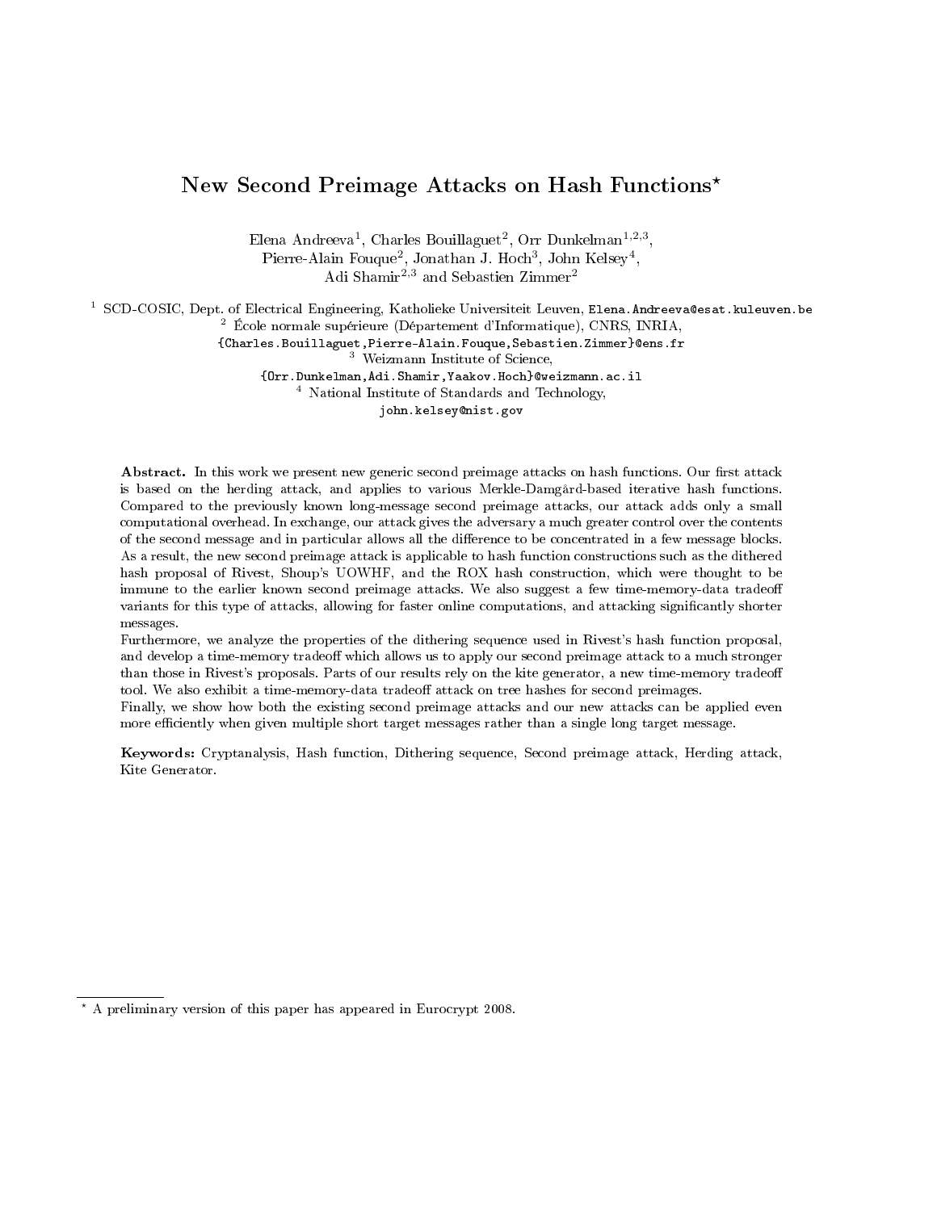# New Second Preimage Attacks on Hash Functions*

Elena Andreeva[1], Charles Bouillaguet[2], Orr Dunkelman[1,2,3], Pierre-Alain Fouque[2], Jonathan J. Hoch[3], John Kelsey[4], Adi Shamir[2,3] and Sebastien Zimmer[2]

[1] SCD-COSIC, Dept. of Electrical Engineering, Katholieke Universiteit Leuven, Elena.Andreeva@esat.kuleuven.be

[2] École normale supérieure (Département d'Informatique), CNRS, INRIA, {Charles.Bouillaguet,Pierre-Alain.Fouque,Sebastien.Zimmer}@ens.fr

[3] Weizmann Institute of Science, {Orr.Dunkelman,Adi.Shamir,Yaakov.Hoch}@weizmann.ac.il

[4] National Institute of Standards and Technology, john.kelsey@nist.gov

**Abstract.** In this work we present new generic second preimage attacks on hash functions. Our first attack is based on the herding attack, and applies to various Merkle-Damgård-based iterative hash functions. Compared to the previously known long-message second preimage attacks, our attack adds only a small computational overhead. In exchange, our attack gives the adversary a much greater control over the contents of the second message and in particular allows all the difference to be concentrated in a few message blocks. As a result, the new second preimage attack is applicable to hash function constructions such as the dithered hash proposal of Rivest, Shoup's UOWHF, and the ROX hash construction, which were thought to be immune to the earlier known second preimage attacks. We also suggest a few time-memory-data tradeoff variants for this type of attacks, allowing for faster online computations, and attacking significantly shorter messages.

Furthermore, we analyze the properties of the dithering sequence used in Rivest's hash function proposal, and develop a time-memory tradeoff which allows us to apply our second preimage attack to a much stronger than those in Rivest's proposals. Parts of our results rely on the kite generator, a new time-memory tradeoff tool. We also exhibit a time-memory-data tradeoff attack on tree hashes for second preimages.

Finally, we show how both the existing second preimage attacks and our new attacks can be applied even more efficiently when given multiple short target messages rather than a single long target message.

**Keywords:** Cryptanalysis, Hash function, Dithering sequence, Second preimage attack, Herding attack, Kite Generator.

* A preliminary version of this paper has appeared in Eurocrypt 2008.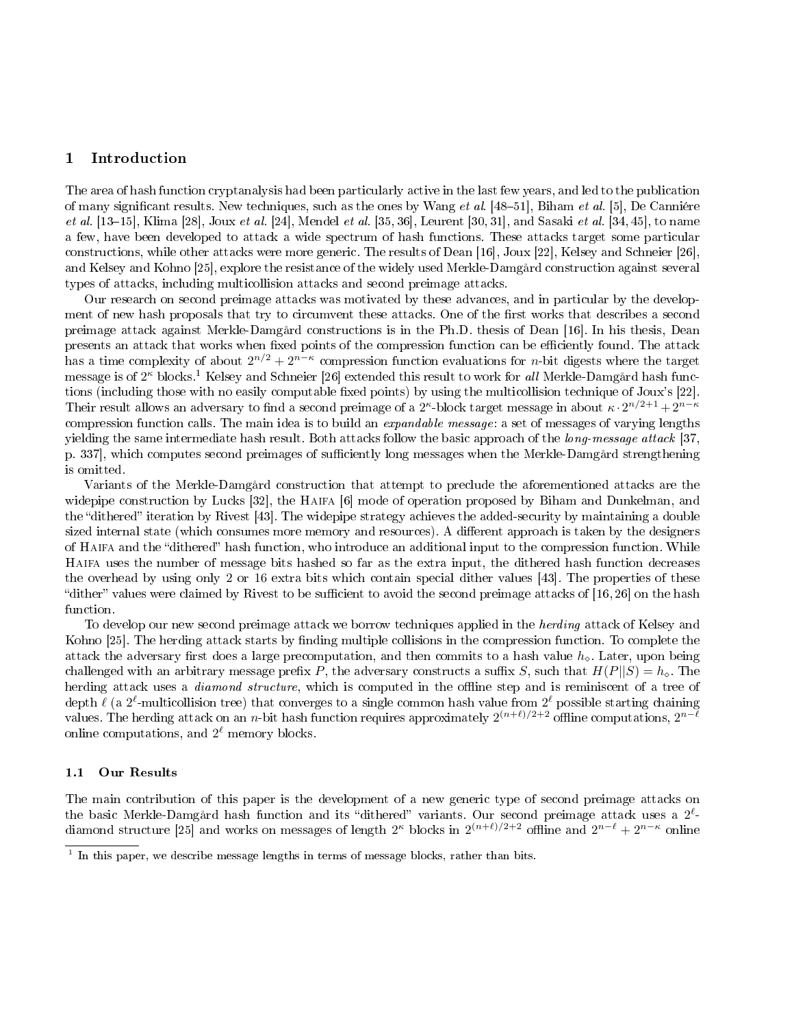## 1 Introduction

The area of hash function cryptanalysis had been particularly active in the last few years, and led to the publication of many significant results. New techniques, such as the ones by Wang *et al.* [48–51], Biham *et al.* [5], De Canniére *et al.* [13–15], Klima [28], Joux *et al.* [24], Mendel *et al.* [35, 36], Leurent [30, 31], and Sasaki *et al.* [34, 45], to name a few, have been developed to attack a wide spectrum of hash functions. These attacks target some particular constructions, while other attacks were more generic. The results of Dean [16], Joux [22], Kelsey and Schneier [26], and Kelsey and Kohno [25], explore the resistance of the widely used Merkle-Damgård construction against several types of attacks, including multicollision attacks and second preimage attacks.

Our research on second preimage attacks was motivated by these advances, and in particular by the development of new hash proposals that try to circumvent these attacks. One of the first works that describes a second preimage attack against Merkle-Damgård constructions is in the Ph.D. thesis of Dean [16]. In his thesis, Dean presents an attack that works when fixed points of the compression function can be efficiently found. The attack has a time complexity of about $2^{n/2} + 2^{n-\kappa}$ compression function evaluations for $n$-bit digests where the target message is of $2^{\kappa}$ blocks.[1] Kelsey and Schneier [26] extended this result to work for *all* Merkle-Damgård hash functions (including those with no easily computable fixed points) by using the multicollision technique of Joux's [22]. Their result allows an adversary to find a second preimage of a $2^{\kappa}$-block target message in about $\kappa \cdot 2^{n/2+1} + 2^{n-\kappa}$ compression function calls. The main idea is to build an *expandable message*: a set of messages of varying lengths yielding the same intermediate hash result. Both attacks follow the basic approach of the *long-message attack* [37, p. 337], which computes second preimages of sufficiently long messages when the Merkle-Damgård strengthening is omitted.

Variants of the Merkle-Damgård construction that attempt to preclude the aforementioned attacks are the widepipe construction by Lucks [32], the Haifa [6] mode of operation proposed by Biham and Dunkelman, and the "dithered" iteration by Rivest [43]. The widepipe strategy achieves the added-security by maintaining a double sized internal state (which consumes more memory and resources). A different approach is taken by the designers of Haifa and the "dithered" hash function, who introduce an additional input to the compression function. While Haifa uses the number of message bits hashed so far as the extra input, the dithered hash function decreases the overhead by using only 2 or 16 extra bits which contain special dither values [43]. The properties of these "dither" values were claimed by Rivest to be sufficient to avoid the second preimage attacks of [16, 26] on the hash function.

To develop our new second preimage attack we borrow techniques applied in the *herding* attack of Kelsey and Kohno [25]. The herding attack starts by finding multiple collisions in the compression function. To complete the attack the adversary first does a large precomputation, and then commits to a hash value $h_{\diamond}$. Later, upon being challenged with an arbitrary message prefix $P$, the adversary constructs a suffix $S$, such that $H(P||S) = h_{\diamond}$. The herding attack uses a *diamond structure*, which is computed in the offline step and is reminiscent of a tree of depth $\ell$ (a $2^{\ell}$-multicollision tree) that converges to a single common hash value from $2^{\ell}$ possible starting chaining values. The herding attack on an $n$-bit hash function requires approximately $2^{(n+\ell)/2+2}$ offline computations, $2^{n-\ell}$ online computations, and $2^{\ell}$ memory blocks.

### 1.1 Our Results

The main contribution of this paper is the development of a new generic type of second preimage attacks on the basic Merkle-Damgård hash function and its "dithered" variants. Our second preimage attack uses a $2^{\ell}$-diamond structure [25] and works on messages of length $2^{\kappa}$ blocks in $2^{(n+\ell)/2+2}$ offline and $2^{n-\ell} + 2^{n-\kappa}$ online

[1] In this paper, we describe message lengths in terms of message blocks, rather than bits.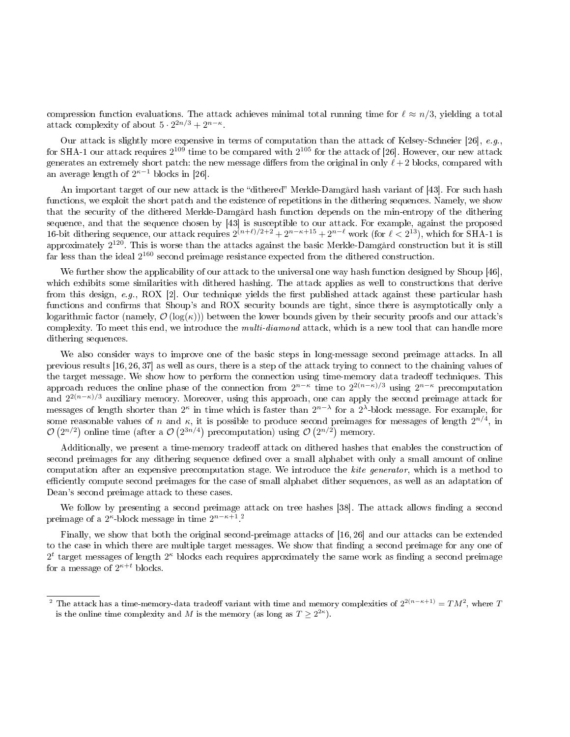compression function evaluations. The attack achieves minimal total running time for $\ell \approx n/3$, yielding a total attack complexity of about $5 \cdot 2^{2n/3} + 2^{n-\kappa}$.

Our attack is slightly more expensive in terms of computation than the attack of Kelsey-Schneier [26], *e.g.*, for SHA-1 our attack requires $2^{109}$ time to be compared with $2^{105}$ for the attack of [26]. However, our new attack generates an extremely short patch: the new message differs from the original in only $\ell + 2$ blocks, compared with an average length of $2^{\kappa-1}$ blocks in [26].

An important target of our new attack is the "dithered" Merkle-Damgård hash variant of [43]. For such hash functions, we exploit the short patch and the existence of repetitions in the dithering sequences. Namely, we show that the security of the dithered Merkle-Damgård hash function depends on the min-entropy of the dithering sequence, and that the sequence chosen by [43] is susceptible to our attack. For example, against the proposed 16-bit dithering sequence, our attack requires $2^{(n+\ell)/2+2} + 2^{n-\kappa+15} + 2^{n-\ell}$ work (for $\ell < 2^{13}$), which for SHA-1 is approximately $2^{120}$. This is worse than the attacks against the basic Merkle-Damgård construction but it is still far less than the ideal $2^{160}$ second preimage resistance expected from the dithered construction.

We further show the applicability of our attack to the universal one way hash function designed by Shoup [46], which exhibits some similarities with dithered hashing. The attack applies as well to constructions that derive from this design, *e.g.*, ROX [2]. Our technique yields the first published attack against these particular hash functions and confirms that Shoup's and ROX security bounds are tight, since there is asymptotically only a logarithmic factor (namely, $\mathcal{O}(\log(\kappa))$) between the lower bounds given by their security proofs and our attack's complexity. To meet this end, we introduce the *multi-diamond* attack, which is a new tool that can handle more dithering sequences.

We also consider ways to improve one of the basic steps in long-message second preimage attacks. In all previous results [16, 26, 37] as well as ours, there is a step of the attack trying to connect to the chaining values of the target message. We show how to perform the connection using time-memory data tradeoff techniques. This approach reduces the online phase of the connection from $2^{n-\kappa}$ time to $2^{2(n-\kappa)/3}$ using $2^{n-\kappa}$ precomputation and $2^{2(n-\kappa)/3}$ auxiliary memory. Moreover, using this approach, one can apply the second preimage attack for messages of length shorter than $2^{\kappa}$ in time which is faster than $2^{n-\lambda}$ for a $2^{\lambda}$-block message. For example, for some reasonable values of $n$ and $\kappa$, it is possible to produce second preimages for messages of length $2^{n/4}$, in $\mathcal{O}\left(2^{n/2}\right)$ online time (after a $\mathcal{O}\left(2^{3n/4}\right)$ precomputation) using $\mathcal{O}\left(2^{n/2}\right)$ memory.

Additionally, we present a time-memory tradeoff attack on dithered hashes that enables the construction of second preimages for any dithering sequence defined over a small alphabet with only a small amount of online computation after an expensive precomputation stage. We introduce the *kite generator*, which is a method to efficiently compute second preimages for the case of small alphabet dither sequences, as well as an adaptation of Dean's second preimage attack to these cases.

We follow by presenting a second preimage attack on tree hashes [38]. The attack allows finding a second preimage of a $2^{\kappa}$-block message in time $2^{n-\kappa+1}$.[2]

Finally, we show that both the original second-preimage attacks of [16, 26] and our attacks can be extended to the case in which there are multiple target messages. We show that finding a second preimage for any one of $2^{t}$ target messages of length $2^{\kappa}$ blocks each requires approximately the same work as finding a second preimage for a message of $2^{\kappa+t}$ blocks.

---

[2] The attack has a time-memory-data tradeoff variant with time and memory complexities of $2^{2(n-\kappa+1)} = TM^2$, where $T$ is the online time complexity and $M$ is the memory (as long as $T \geq 2^{2\kappa}$).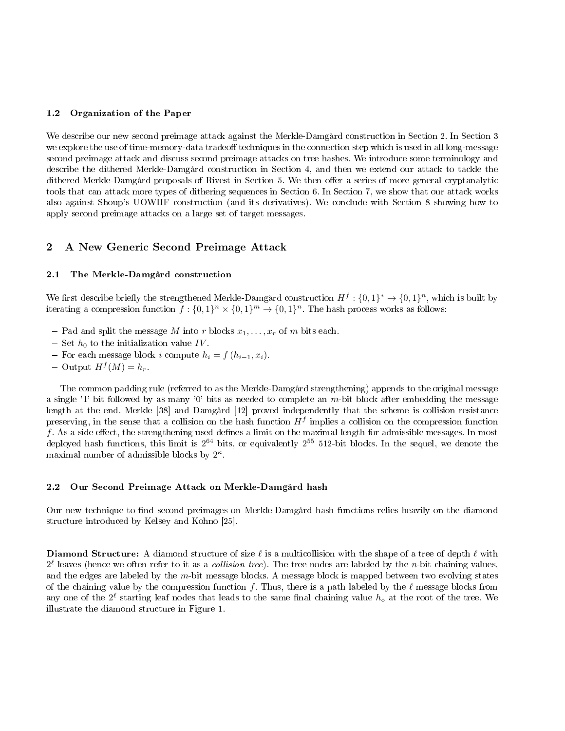### 1.2 Organization of the Paper

We describe our new second preimage attack against the Merkle-Damgård construction in Section 2. In Section 3 we explore the use of time-memory-data tradeoff techniques in the connection step which is used in all long-message second preimage attack and discuss second preimage attacks on tree hashes. We introduce some terminology and describe the dithered Merkle-Damgård construction in Section 4, and then we extend our attack to tackle the dithered Merkle-Damgård proposals of Rivest in Section 5. We then offer a series of more general cryptanalytic tools that can attack more types of dithering sequences in Section 6. In Section 7, we show that our attack works also against Shoup's UOWHF construction (and its derivatives). We conclude with Section 8 showing how to apply second preimage attacks on a large set of target messages.

## 2 A New Generic Second Preimage Attack

### 2.1 The Merkle-Damgård construction

We first describe briefly the strengthened Merkle-Damgård construction $H^f : \{0,1\}^* \to \{0,1\}^n$, which is built by iterating a compression function $f : \{0,1\}^n \times \{0,1\}^m \to \{0,1\}^n$. The hash process works as follows:

- Pad and split the message $M$ into $r$ blocks $x_1, \ldots, x_r$ of $m$ bits each.
- Set $h_0$ to the initialization value $IV$.
- For each message block $i$ compute $h_i = f(h_{i-1}, x_i)$.
- Output $H^f(M) = h_r$.

The common padding rule (referred to as the Merkle-Damgård strengthening) appends to the original message a single '1' bit followed by as many '0' bits as needed to complete an $m$-bit block after embedding the message length at the end. Merkle [38] and Damgård [12] proved independently that the scheme is collision resistance preserving, in the sense that a collision on the hash function $H^f$ implies a collision on the compression function $f$. As a side effect, the strengthening used defines a limit on the maximal length for admissible messages. In most deployed hash functions, this limit is $2^{64}$ bits, or equivalently $2^{55}$ 512-bit blocks. In the sequel, we denote the maximal number of admissible blocks by $2^{\kappa}$.

### 2.2 Our Second Preimage Attack on Merkle-Damgård hash

Our new technique to find second preimages on Merkle-Damgård hash functions relies heavily on the diamond structure introduced by Kelsey and Kohno [25].

**Diamond Structure:** A diamond structure of size $\ell$ is a multicollision with the shape of a tree of depth $\ell$ with $2^{\ell}$ leaves (hence we often refer to it as a *collision tree*). The tree nodes are labeled by the $n$-bit chaining values, and the edges are labeled by the $m$-bit message blocks. A message block is mapped between two evolving states of the chaining value by the compression function $f$. Thus, there is a path labeled by the $\ell$ message blocks from any one of the $2^{\ell}$ starting leaf nodes that leads to the same final chaining value $h_{\diamond}$ at the root of the tree. We illustrate the diamond structure in Figure 1.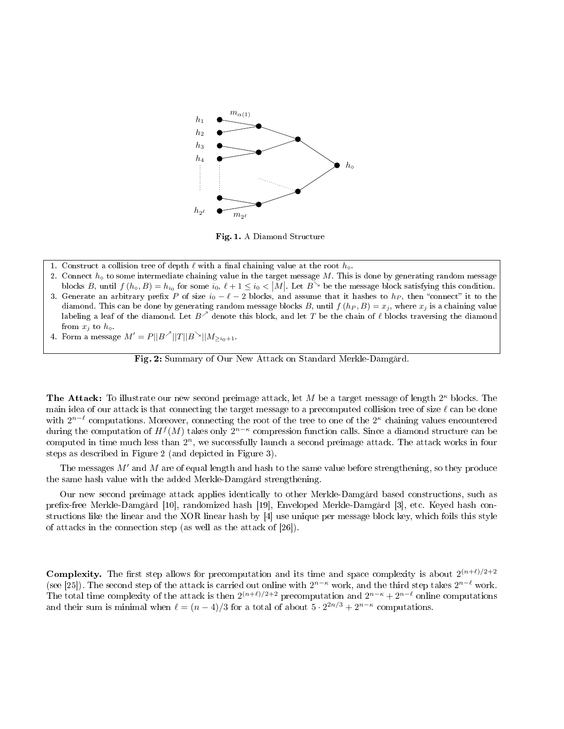Fig. 1. A Diamond Structure

1. Construct a collision tree of depth $\ell$ with a final chaining value at the root $h_\diamond$.
2. Connect $h_\diamond$ to some intermediate chaining value in the target message $M$. This is done by generating random message blocks $B$, until $f(h_\diamond, B) = h_{i_0}$ for some $i_0$, $\ell + 1 \leq i_0 < |M|$. Let $B^{\searrow}$ be the message block satisfying this condition.
3. Generate an arbitrary prefix $P$ of size $i_0 - \ell - 2$ blocks, and assume that it hashes to $h_P$, then "connect" it to the diamond. This can be done by generating random message blocks $B$, until $f(h_P, B) = x_j$, where $x_j$ is a chaining value labeling a leaf of the diamond. Let $B^{\nearrow}$ denote this block, and let $T$ be the chain of $\ell$ blocks traversing the diamond from $x_j$ to $h_\diamond$.
4. Form a message $M' = P || B^{\nearrow} || T || B^{\searrow} || M_{\geq i_0+1}$.

**Fig. 2:** Summary of Our New Attack on Standard Merkle-Damgård.

**The Attack:** To illustrate our new second preimage attack, let $M$ be a target message of length $2^\kappa$ blocks. The main idea of our attack is that connecting the target message to a precomputed collision tree of size $\ell$ can be done with $2^{n-\ell}$ computations. Moreover, connecting the root of the tree to one of the $2^\kappa$ chaining values encountered during the computation of $H^f(M)$ takes only $2^{n-\kappa}$ compression function calls. Since a diamond structure can be computed in time much less than $2^n$, we successfully launch a second preimage attack. The attack works in four steps as described in Figure 2 (and depicted in Figure 3).

The messages $M'$ and $M$ are of equal length and hash to the same value before strengthening, so they produce the same hash value with the added Merkle-Damgård strengthening.

Our new second preimage attack applies identically to other Merkle-Damgård based constructions, such as prefix-free Merkle-Damgård [10], randomized hash [19], Enveloped Merkle-Damgård [3], etc. Keyed hash constructions like the linear and the XOR linear hash by [4] use unique per message block key, which foils this style of attacks in the connection step (as well as the attack of [26]).

**Complexity.** The first step allows for precomputation and its time and space complexity is about $2^{(n+\ell)/2+2}$ (see [25]). The second step of the attack is carried out online with $2^{n-\kappa}$ work, and the third step takes $2^{n-\ell}$ work. The total time complexity of the attack is then $2^{(n+\ell)/2+2}$ precomputation and $2^{n-\kappa} + 2^{n-\ell}$ online computations and their sum is minimal when $\ell = (n-4)/3$ for a total of about $5 \cdot 2^{2n/3} + 2^{n-\kappa}$ computations.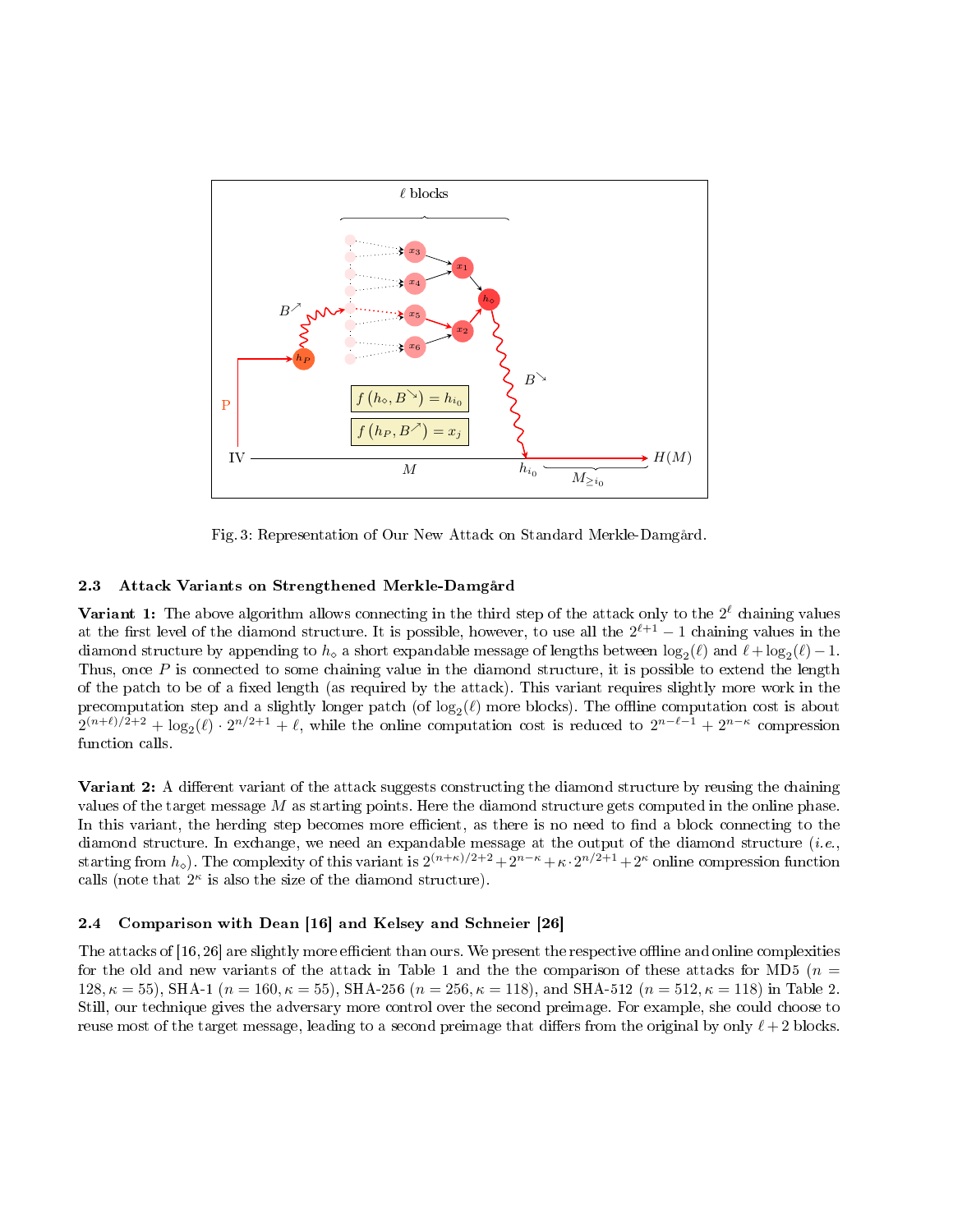Fig. 3: Representation of Our New Attack on Standard Merkle-Damgård.

### 2.3 Attack Variants on Strengthened Merkle-Damgård

**Variant 1:** The above algorithm allows connecting in the third step of the attack only to the $2^\ell$ chaining values at the first level of the diamond structure. It is possible, however, to use all the $2^{\ell+1}-1$ chaining values in the diamond structure by appending to $h_\diamond$ a short expandable message of lengths between $\log_2(\ell)$ and $\ell+\log_2(\ell)-1$. Thus, once $P$ is connected to some chaining value in the diamond structure, it is possible to extend the length of the patch to be of a fixed length (as required by the attack). This variant requires slightly more work in the precomputation step and a slightly longer patch (of $\log_2(\ell)$ more blocks). The offline computation cost is about $2^{(n+\ell)/2+2} + \log_2(\ell)\cdot 2^{n/2+1} + \ell$, while the online computation cost is reduced to $2^{n-\ell-1} + 2^{n-\kappa}$ compression function calls.

**Variant 2:** A different variant of the attack suggests constructing the diamond structure by reusing the chaining values of the target message $M$ as starting points. Here the diamond structure gets computed in the online phase. In this variant, the herding step becomes more efficient, as there is no need to find a block connecting to the diamond structure. In exchange, we need an expandable message at the output of the diamond structure (*i.e.*, starting from $h_\diamond$). The complexity of this variant is $2^{(n+\kappa)/2+2} + 2^{n-\kappa} + \kappa\cdot 2^{n/2+1} + 2^\kappa$ online compression function calls (note that $2^\kappa$ is also the size of the diamond structure).

### 2.4 Comparison with Dean [16] and Kelsey and Schneier [26]

The attacks of [16, 26] are slightly more efficient than ours. We present the respective offline and online complexities for the old and new variants of the attack in Table 1 and the the comparison of these attacks for MD5 ($n = 128, \kappa = 55$), SHA-1 ($n = 160, \kappa = 55$), SHA-256 ($n = 256, \kappa = 118$), and SHA-512 ($n = 512, \kappa = 118$) in Table 2. Still, our technique gives the adversary more control over the second preimage. For example, she could choose to reuse most of the target message, leading to a second preimage that differs from the original by only $\ell + 2$ blocks.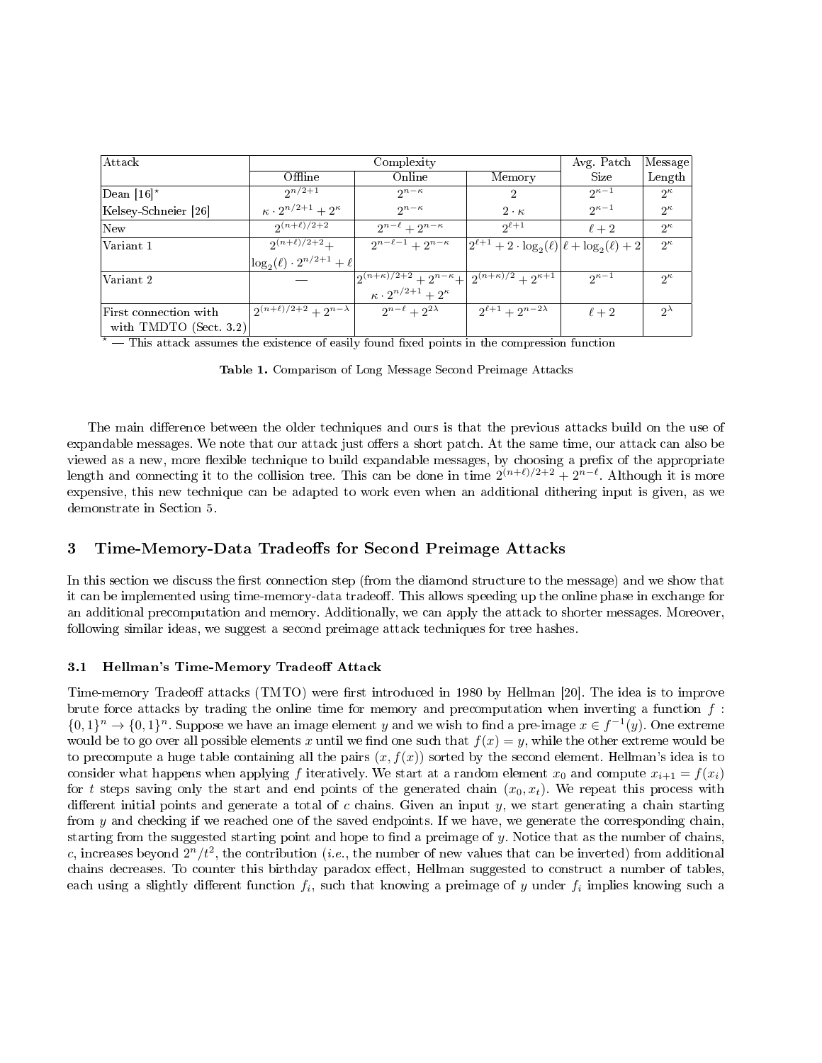| Attack | Complexity | | | Avg. Patch | Message |
|---|---|---|---|---|---|
| | Offline | Online | Memory | Size | Length |
| Dean [16]* | $2^{n/2+1}$ | $2^{n-\kappa}$ | 2 | $2^{\kappa-1}$ | $2^{\kappa}$ |
| Kelsey-Schneier [26] | $\kappa \cdot 2^{n/2+1} + 2^{\kappa}$ | $2^{n-\kappa}$ | $2 \cdot \kappa$ | $2^{\kappa-1}$ | $2^{\kappa}$ |
| New | $2^{(n+\ell)/2+2}$ | $2^{n-\ell} + 2^{n-\kappa}$ | $2^{\ell+1}$ | $\ell + 2$ | $2^{\kappa}$ |
| Variant 1 | $2^{(n+\ell)/2+2} + \log_2(\ell) \cdot 2^{n/2+1} + \ell$ | $2^{n-\ell-1} + 2^{n-\kappa}$ | $2^{\ell+1} + 2 \cdot \log_2(\ell)$ | $\ell + \log_2(\ell) + 2$ | $2^{\kappa}$ |
| Variant 2 | — | $2^{(n+\kappa)/2+2} + 2^{n-\kappa} + \kappa \cdot 2^{n/2+1} + 2^{\kappa}$ | $2^{(n+\kappa)/2} + 2^{\kappa+1}$ | $2^{\kappa-1}$ | $2^{\kappa}$ |
| First connection with with TMDTO (Sect. 3.2) | $2^{(n+\ell)/2+2} + 2^{n-\lambda}$ | $2^{n-\ell} + 2^{2\lambda}$ | $2^{\ell+1} + 2^{n-2\lambda}$ | $\ell + 2$ | $2^{\lambda}$ |

* — This attack assumes the existence of easily found fixed points in the compression function

**Table 1.** Comparison of Long Message Second Preimage Attacks

The main difference between the older techniques and ours is that the previous attacks build on the use of expandable messages. We note that our attack just offers a short patch. At the same time, our attack can also be viewed as a new, more flexible technique to build expandable messages, by choosing a prefix of the appropriate length and connecting it to the collision tree. This can be done in time $2^{(n+\ell)/2+2} + 2^{n-\ell}$. Although it is more expensive, this new technique can be adapted to work even when an additional dithering input is given, as we demonstrate in Section 5.

## 3 Time-Memory-Data Tradeoffs for Second Preimage Attacks

In this section we discuss the first connection step (from the diamond structure to the message) and we show that it can be implemented using time-memory-data tradeoff. This allows speeding up the online phase in exchange for an additional precomputation and memory. Additionally, we can apply the attack to shorter messages. Moreover, following similar ideas, we suggest a second preimage attack techniques for tree hashes.

### 3.1 Hellman's Time-Memory Tradeoff Attack

Time-memory Tradeoff attacks (TMTO) were first introduced in 1980 by Hellman [20]. The idea is to improve brute force attacks by trading the online time for memory and precomputation when inverting a function $f : \{0,1\}^n \to \{0,1\}^n$. Suppose we have an image element $y$ and we wish to find a pre-image $x \in f^{-1}(y)$. One extreme would be to go over all possible elements $x$ until we find one such that $f(x) = y$, while the other extreme would be to precompute a huge table containing all the pairs $(x, f(x))$ sorted by the second element. Hellman's idea is to consider what happens when applying $f$ iteratively. We start at a random element $x_0$ and compute $x_{i+1} = f(x_i)$ for $t$ steps saving only the start and end points of the generated chain $(x_0, x_t)$. We repeat this process with different initial points and generate a total of $c$ chains. Given an input $y$, we start generating a chain starting from $y$ and checking if we reached one of the saved endpoints. If we have, we generate the corresponding chain, starting from the suggested starting point and hope to find a preimage of $y$. Notice that as the number of chains, $c$, increases beyond $2^n/t^2$, the contribution (*i.e.*, the number of new values that can be inverted) from additional chains decreases. To counter this birthday paradox effect, Hellman suggested to construct a number of tables, each using a slightly different function $f_i$, such that knowing a preimage of $y$ under $f_i$ implies knowing such a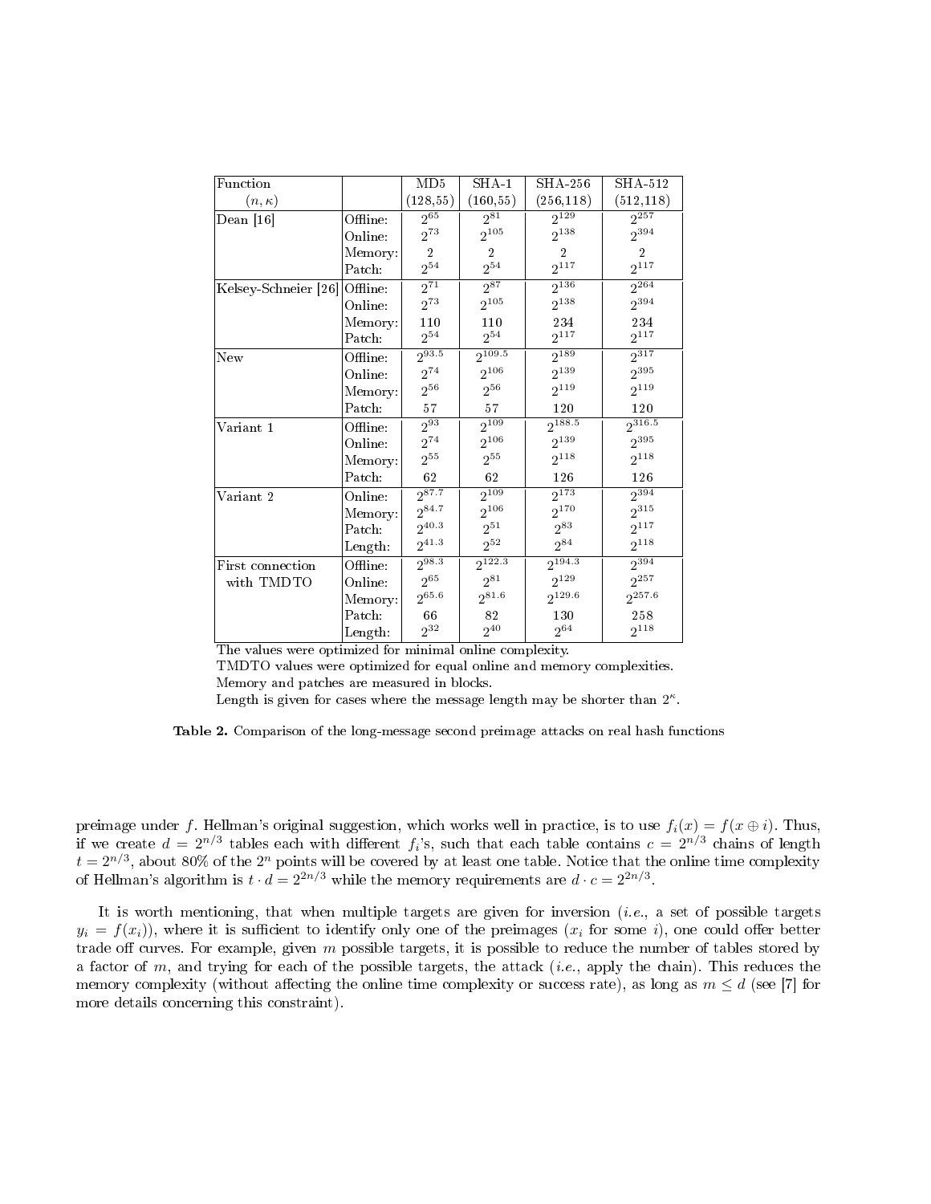| Function | | MD5 | SHA-1 | SHA-256 | SHA-512 |
|---|---|---|---|---|---|
| $(n, \kappa)$ | | (128,55) | (160,55) | (256,118) | (512,118) |
| Dean [16] | Offline: | $2^{65}$ | $2^{81}$ | $2^{129}$ | $2^{257}$ |
| | Online: | $2^{73}$ | $2^{105}$ | $2^{138}$ | $2^{394}$ |
| | Memory: | 2 | 2 | 2 | 2 |
| | Patch: | $2^{54}$ | $2^{54}$ | $2^{117}$ | $2^{117}$ |
| Kelsey-Schneier [26] | Offline: | $2^{71}$ | $2^{87}$ | $2^{136}$ | $2^{264}$ |
| | Online: | $2^{73}$ | $2^{105}$ | $2^{138}$ | $2^{394}$ |
| | Memory: | 110 | 110 | 234 | 234 |
| | Patch: | $2^{54}$ | $2^{54}$ | $2^{117}$ | $2^{117}$ |
| New | Offline: | $2^{93.5}$ | $2^{109.5}$ | $2^{189}$ | $2^{317}$ |
| | Online: | $2^{74}$ | $2^{106}$ | $2^{139}$ | $2^{395}$ |
| | Memory: | $2^{56}$ | $2^{56}$ | $2^{119}$ | $2^{119}$ |
| | Patch: | 57 | 57 | 120 | 120 |
| Variant 1 | Offline: | $2^{93}$ | $2^{109}$ | $2^{188.5}$ | $2^{316.5}$ |
| | Online: | $2^{74}$ | $2^{106}$ | $2^{139}$ | $2^{395}$ |
| | Memory: | $2^{55}$ | $2^{55}$ | $2^{118}$ | $2^{118}$ |
| | Patch: | 62 | 62 | 126 | 126 |
| Variant 2 | Online: | $2^{87.7}$ | $2^{109}$ | $2^{173}$ | $2^{394}$ |
| | Memory: | $2^{84.7}$ | $2^{106}$ | $2^{170}$ | $2^{315}$ |
| | Patch: | $2^{40.3}$ | $2^{51}$ | $2^{83}$ | $2^{117}$ |
| | Length: | $2^{41.3}$ | $2^{52}$ | $2^{84}$ | $2^{118}$ |
| First connection with TMDTO | Offline: | $2^{98.3}$ | $2^{122.3}$ | $2^{194.3}$ | $2^{394}$ |
| | Online: | $2^{65}$ | $2^{81}$ | $2^{129}$ | $2^{257}$ |
| | Memory: | $2^{65.6}$ | $2^{81.6}$ | $2^{129.6}$ | $2^{257.6}$ |
| | Patch: | 66 | 82 | 130 | 258 |
| | Length: | $2^{32}$ | $2^{40}$ | $2^{64}$ | $2^{118}$ |

The values were optimized for minimal online complexity.
TMDTO values were optimized for equal online and memory complexities.
Memory and patches are measured in blocks.
Length is given for cases where the message length may be shorter than $2^{\kappa}$.

**Table 2.** Comparison of the long-message second preimage attacks on real hash functions

preimage under $f$. Hellman's original suggestion, which works well in practice, is to use $f_i(x) = f(x \oplus i)$. Thus, if we create $d = 2^{n/3}$ tables each with different $f_i$'s, such that each table contains $c = 2^{n/3}$ chains of length $t = 2^{n/3}$, about 80% of the $2^n$ points will be covered by at least one table. Notice that the online time complexity of Hellman's algorithm is $t \cdot d = 2^{2n/3}$ while the memory requirements are $d \cdot c = 2^{2n/3}$.

It is worth mentioning, that when multiple targets are given for inversion (*i.e.*, a set of possible targets $y_i = f(x_i)$), where it is sufficient to identify only one of the preimages ($x_i$ for some $i$), one could offer better trade off curves. For example, given $m$ possible targets, it is possible to reduce the number of tables stored by a factor of $m$, and trying for each of the possible targets, the attack (*i.e.*, apply the chain). This reduces the memory complexity (without affecting the online time complexity or success rate), as long as $m \leq d$ (see [7] for more details concerning this constraint).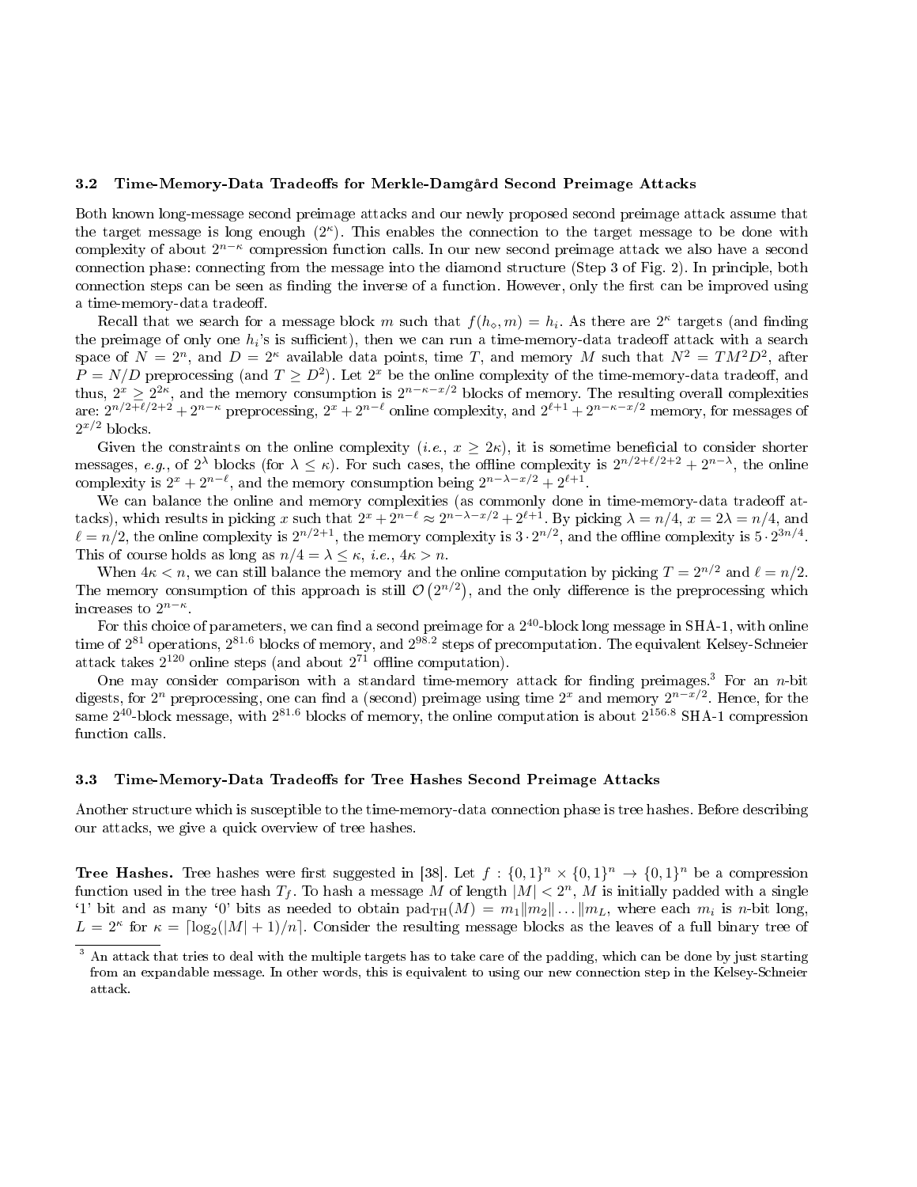### 3.2 Time-Memory-Data Tradeoffs for Merkle-Damgård Second Preimage Attacks

Both known long-message second preimage attacks and our newly proposed second preimage attack assume that the target message is long enough ($2^\kappa$). This enables the connection to the target message to be done with complexity of about $2^{n-\kappa}$ compression function calls. In our new second preimage attack we also have a second connection phase: connecting from the message into the diamond structure (Step 3 of Fig. 2). In principle, both connection steps can be seen as finding the inverse of a function. However, only the first can be improved using a time-memory-data tradeoff.

Recall that we search for a message block $m$ such that $f(h_\diamond, m) = h_i$. As there are $2^\kappa$ targets (and finding the preimage of only one $h_i$'s is sufficient), then we can run a time-memory-data tradeoff attack with a search space of $N = 2^n$, and $D = 2^\kappa$ available data points, time $T$, and memory $M$ such that $N^2 = TM^2D^2$, after $P = N/D$ preprocessing (and $T \geq D^2$). Let $2^x$ be the online complexity of the time-memory-data tradeoff, and thus, $2^x \geq 2^{2\kappa}$, and the memory consumption is $2^{n-\kappa-x/2}$ blocks of memory. The resulting overall complexities are: $2^{n/2+\ell/2+2} + 2^{n-\kappa}$ preprocessing, $2^x + 2^{n-\ell}$ online complexity, and $2^{\ell+1} + 2^{n-\kappa-x/2}$ memory, for messages of $2^{x/2}$ blocks.

Given the constraints on the online complexity (*i.e.*, $x \geq 2\kappa$), it is sometime beneficial to consider shorter messages, *e.g.*, of $2^\lambda$ blocks (for $\lambda \leq \kappa$). For such cases, the offline complexity is $2^{n/2+\ell/2+2} + 2^{n-\lambda}$, the online complexity is $2^x + 2^{n-\ell}$, and the memory consumption being $2^{n-\lambda-x/2} + 2^{\ell+1}$.

We can balance the online and memory complexities (as commonly done in time-memory-data tradeoff attacks), which results in picking $x$ such that $2^x + 2^{n-\ell} \approx 2^{n-\lambda-x/2} + 2^{\ell+1}$. By picking $\lambda = n/4$, $x = 2\lambda = n/4$, and $\ell = n/2$, the online complexity is $2^{n/2+1}$, the memory complexity is $3 \cdot 2^{n/2}$, and the offline complexity is $5 \cdot 2^{3n/4}$. This of course holds as long as $n/4 = \lambda \leq \kappa$, *i.e.*, $4\kappa > n$.

When $4\kappa < n$, we can still balance the memory and the online computation by picking $T = 2^{n/2}$ and $\ell = n/2$. The memory consumption of this approach is still $\mathcal{O}\left(2^{n/2}\right)$, and the only difference is the preprocessing which increases to $2^{n-\kappa}$.

For this choice of parameters, we can find a second preimage for a $2^{40}$-block long message in SHA-1, with online time of $2^{81}$ operations, $2^{81.6}$ blocks of memory, and $2^{98.2}$ steps of precomputation. The equivalent Kelsey-Schneier attack takes $2^{120}$ online steps (and about $2^{71}$ offline computation).

One may consider comparison with a standard time-memory attack for finding preimages.[3] For an $n$-bit digests, for $2^n$ preprocessing, one can find a (second) preimage using time $2^x$ and memory $2^{n-x/2}$. Hence, for the same $2^{40}$-block message, with $2^{81.6}$ blocks of memory, the online computation is about $2^{156.8}$ SHA-1 compression function calls.

### 3.3 Time-Memory-Data Tradeoffs for Tree Hashes Second Preimage Attacks

Another structure which is susceptible to the time-memory-data connection phase is tree hashes. Before describing our attacks, we give a quick overview of tree hashes.

**Tree Hashes.** Tree hashes were first suggested in [38]. Let $f : \{0,1\}^n \times \{0,1\}^n \rightarrow \{0,1\}^n$ be a compression function used in the tree hash $T_f$. To hash a message $M$ of length $|M| < 2^n$, $M$ is initially padded with a single '1' bit and as many '0' bits as needed to obtain $\text{pad}_{\text{TH}}(M) = m_1 \| m_2 \| \ldots \| m_L$, where each $m_i$ is $n$-bit long, $L = 2^\kappa$ for $\kappa = \lceil \log_2(|M| + 1)/n \rceil$. Consider the resulting message blocks as the leaves of a full binary tree of

[3] An attack that tries to deal with the multiple targets has to take care of the padding, which can be done by just starting from an expandable message. In other words, this is equivalent to using our new connection step in the Kelsey-Schneier attack.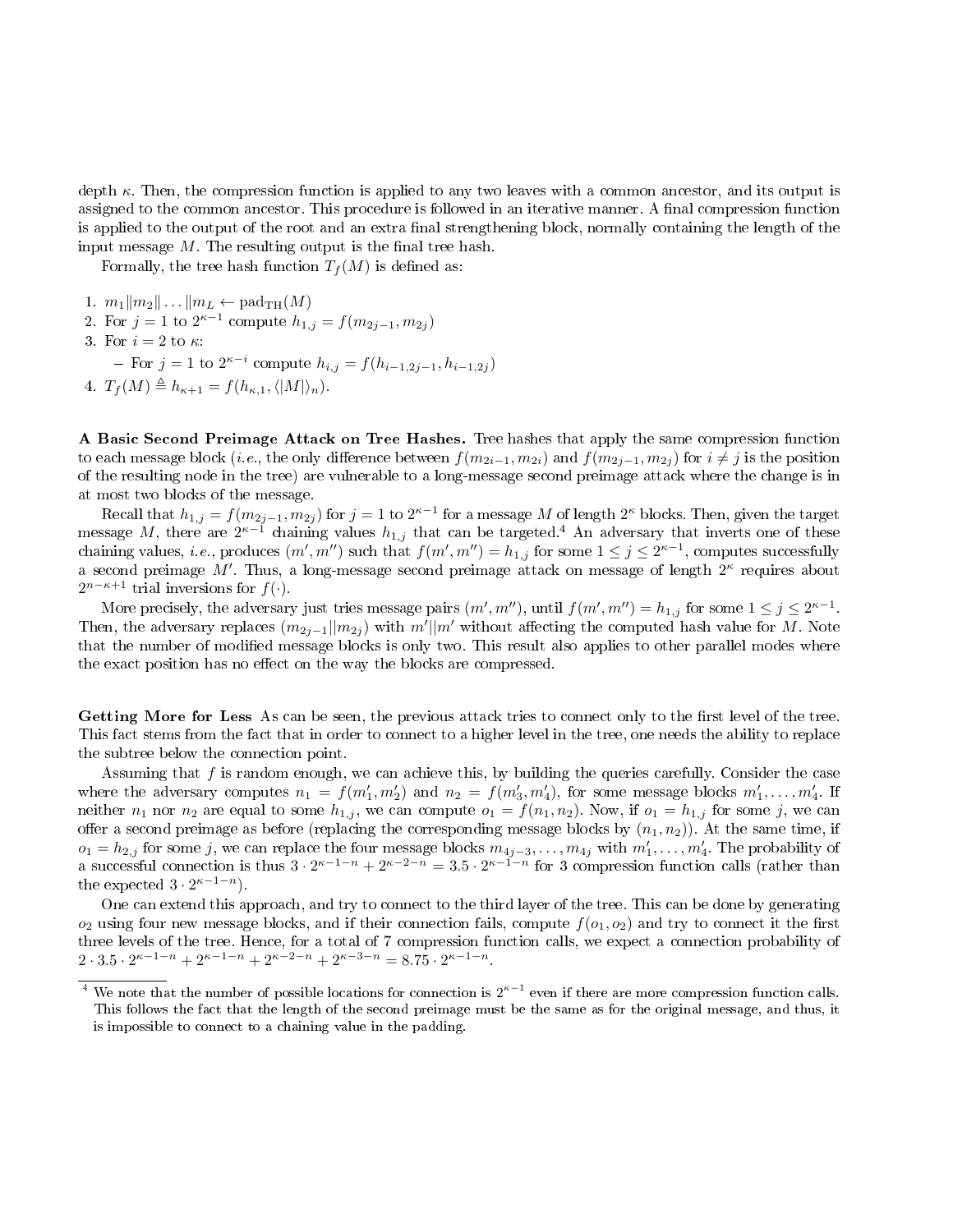depth $\kappa$. Then, the compression function is applied to any two leaves with a common ancestor, and its output is assigned to the common ancestor. This procedure is followed in an iterative manner. A final compression function is applied to the output of the root and an extra final strengthening block, normally containing the length of the input message $M$. The resulting output is the final tree hash.

Formally, the tree hash function $T_f(M)$ is defined as:

1. $m_1\|m_2\|\ldots\|m_L \leftarrow \mathrm{pad}_{\mathrm{TH}}(M)$
2. For $j = 1$ to $2^{\kappa-1}$ compute $h_{1,j} = f(m_{2j-1}, m_{2j})$
3. For $i = 2$ to $\kappa$:
   - For $j = 1$ to $2^{\kappa-i}$ compute $h_{i,j} = f(h_{i-1,2j-1}, h_{i-1,2j})$
4. $T_f(M) \triangleq h_{\kappa+1} = f(h_{\kappa,1}, \langle|M|\rangle_n)$.

**A Basic Second Preimage Attack on Tree Hashes.** Tree hashes that apply the same compression function to each message block (*i.e.*, the only difference between $f(m_{2i-1}, m_{2i})$ and $f(m_{2j-1}, m_{2j})$ for $i \neq j$ is the position of the resulting node in the tree) are vulnerable to a long-message second preimage attack where the change is in at most two blocks of the message.

Recall that $h_{1,j} = f(m_{2j-1}, m_{2j})$ for $j = 1$ to $2^{\kappa-1}$ for a message $M$ of length $2^\kappa$ blocks. Then, given the target message $M$, there are $2^{\kappa-1}$ chaining values $h_{1,j}$ that can be targeted.[4] An adversary that inverts one of these chaining values, *i.e.*, produces $(m', m'')$ such that $f(m', m'') = h_{1,j}$ for some $1 \leq j \leq 2^{\kappa-1}$, computes successfully a second preimage $M'$. Thus, a long-message second preimage attack on message of length $2^\kappa$ requires about $2^{n-\kappa+1}$ trial inversions for $f(\cdot)$.

More precisely, the adversary just tries message pairs $(m', m'')$, until $f(m', m'') = h_{1,j}$ for some $1 \leq j \leq 2^{\kappa-1}$. Then, the adversary replaces $(m_{2j-1}\|m_{2j})$ with $m'\|m'$ without affecting the computed hash value for $M$. Note that the number of modified message blocks is only two. This result also applies to other parallel modes where the exact position has no effect on the way the blocks are compressed.

**Getting More for Less** As can be seen, the previous attack tries to connect only to the first level of the tree. This fact stems from the fact that in order to connect to a higher level in the tree, one needs the ability to replace the subtree below the connection point.

Assuming that $f$ is random enough, we can achieve this, by building the queries carefully. Consider the case where the adversary computes $n_1 = f(m'_1, m'_2)$ and $n_2 = f(m'_3, m'_4)$, for some message blocks $m'_1, \ldots, m'_4$. If neither $n_1$ nor $n_2$ are equal to some $h_{1,j}$, we can compute $o_1 = f(n_1, n_2)$. Now, if $o_1 = h_{1,j}$ for some $j$, we can offer a second preimage as before (replacing the corresponding message blocks by $(n_1, n_2)$). At the same time, if $o_1 = h_{2,j}$ for some $j$, we can replace the four message blocks $m_{4j-3}, \ldots, m_{4j}$ with $m'_1, \ldots, m'_4$. The probability of a successful connection is thus $3 \cdot 2^{\kappa-1-n} + 2^{\kappa-2-n} = 3.5 \cdot 2^{\kappa-1-n}$ for 3 compression function calls (rather than the expected $3 \cdot 2^{\kappa-1-n}$).

One can extend this approach, and try to connect to the third layer of the tree. This can be done by generating $o_2$ using four new message blocks, and if their connection fails, compute $f(o_1, o_2)$ and try to connect it the first three levels of the tree. Hence, for a total of 7 compression function calls, we expect a connection probability of $2 \cdot 3.5 \cdot 2^{\kappa-1-n} + 2^{\kappa-1-n} + 2^{\kappa-2-n} + 2^{\kappa-3-n} = 8.75 \cdot 2^{\kappa-1-n}$.

[4] We note that the number of possible locations for connection is $2^{\kappa-1}$ even if there are more compression function calls. This follows the fact that the length of the second preimage must be the same as for the original message, and thus, it is impossible to connect to a chaining value in the padding.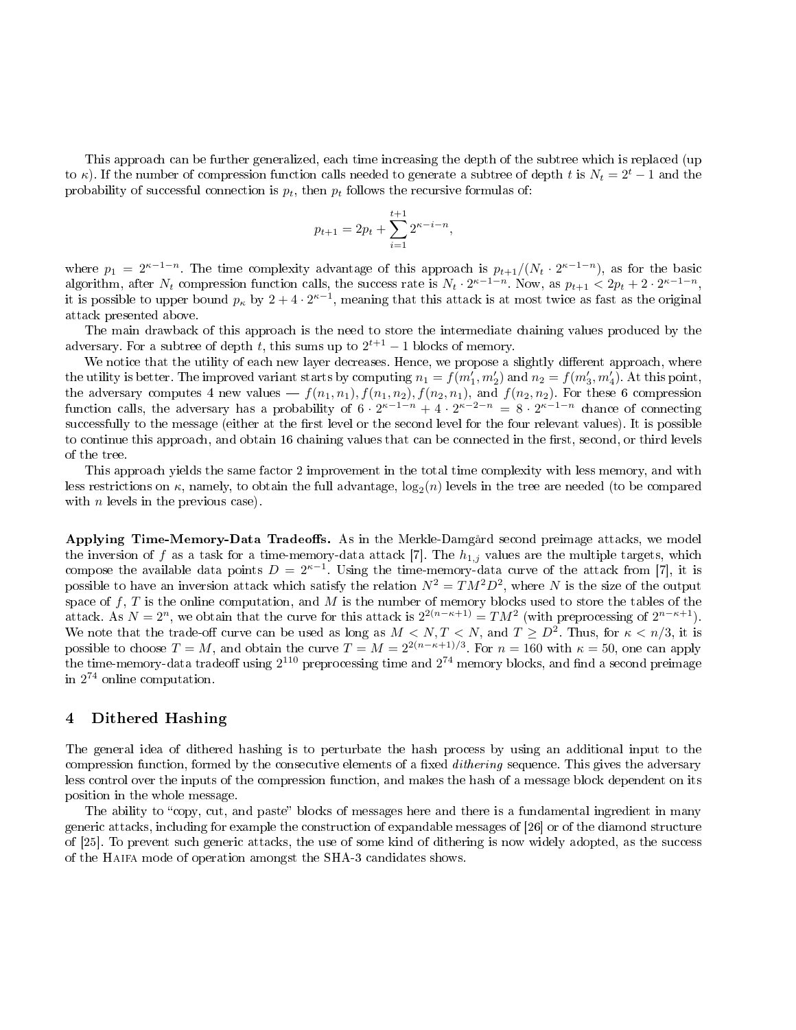This approach can be further generalized, each time increasing the depth of the subtree which is replaced (up to $\kappa$). If the number of compression function calls needed to generate a subtree of depth $t$ is $N_t = 2^t - 1$ and the probability of successful connection is $p_t$, then $p_t$ follows the recursive formulas of:

$$p_{t+1} = 2p_t + \sum_{i=1}^{t+1} 2^{\kappa-i-n},$$

where $p_1 = 2^{\kappa-1-n}$. The time complexity advantage of this approach is $p_{t+1}/(N_t \cdot 2^{\kappa-1-n})$, as for the basic algorithm, after $N_t$ compression function calls, the success rate is $N_t \cdot 2^{\kappa-1-n}$. Now, as $p_{t+1} < 2p_t + 2 \cdot 2^{\kappa-1-n}$, it is possible to upper bound $p_\kappa$ by $2 + 4 \cdot 2^{\kappa-1}$, meaning that this attack is at most twice as fast as the original attack presented above.

The main drawback of this approach is the need to store the intermediate chaining values produced by the adversary. For a subtree of depth $t$, this sums up to $2^{t+1} - 1$ blocks of memory.

We notice that the utility of each new layer decreases. Hence, we propose a slightly different approach, where the utility is better. The improved variant starts by computing $n_1 = f(m'_1, m'_2)$ and $n_2 = f(m'_3, m'_4)$. At this point, the adversary computes 4 new values — $f(n_1, n_1), f(n_1, n_2), f(n_2, n_1)$, and $f(n_2, n_2)$. For these 6 compression function calls, the adversary has a probability of $6 \cdot 2^{\kappa-1-n} + 4 \cdot 2^{\kappa-2-n} = 8 \cdot 2^{\kappa-1-n}$ chance of connecting successfully to the message (either at the first level or the second level for the four relevant values). It is possible to continue this approach, and obtain 16 chaining values that can be connected in the first, second, or third levels of the tree.

This approach yields the same factor 2 improvement in the total time complexity with less memory, and with less restrictions on $\kappa$, namely, to obtain the full advantage, $\log_2(n)$ levels in the tree are needed (to be compared with $n$ levels in the previous case).

**Applying Time-Memory-Data Tradeoffs.** As in the Merkle-Damgård second preimage attacks, we model the inversion of $f$ as a task for a time-memory-data attack [7]. The $h_{1,j}$ values are the multiple targets, which compose the available data points $D = 2^{\kappa-1}$. Using the time-memory-data curve of the attack from [7], it is possible to have an inversion attack which satisfy the relation $N^2 = TM^2D^2$, where $N$ is the size of the output space of $f$, $T$ is the online computation, and $M$ is the number of memory blocks used to store the tables of the attack. As $N = 2^n$, we obtain that the curve for this attack is $2^{2(n-\kappa+1)} = TM^2$ (with preprocessing of $2^{n-\kappa+1}$). We note that the trade-off curve can be used as long as $M < N, T < N$, and $T \geq D^2$. Thus, for $\kappa < n/3$, it is possible to choose $T = M$, and obtain the curve $T = M = 2^{2(n-\kappa+1)/3}$. For $n = 160$ with $\kappa = 50$, one can apply the time-memory-data tradeoff using $2^{110}$ preprocessing time and $2^{74}$ memory blocks, and find a second preimage in $2^{74}$ online computation.

## 4 Dithered Hashing

The general idea of dithered hashing is to perturbate the hash process by using an additional input to the compression function, formed by the consecutive elements of a fixed *dithering* sequence. This gives the adversary less control over the inputs of the compression function, and makes the hash of a message block dependent on its position in the whole message.

The ability to "copy, cut, and paste" blocks of messages here and there is a fundamental ingredient in many generic attacks, including for example the construction of expandable messages of [26] or of the diamond structure of [25]. To prevent such generic attacks, the use of some kind of dithering is now widely adopted, as the success of the Haifa mode of operation amongst the SHA-3 candidates shows.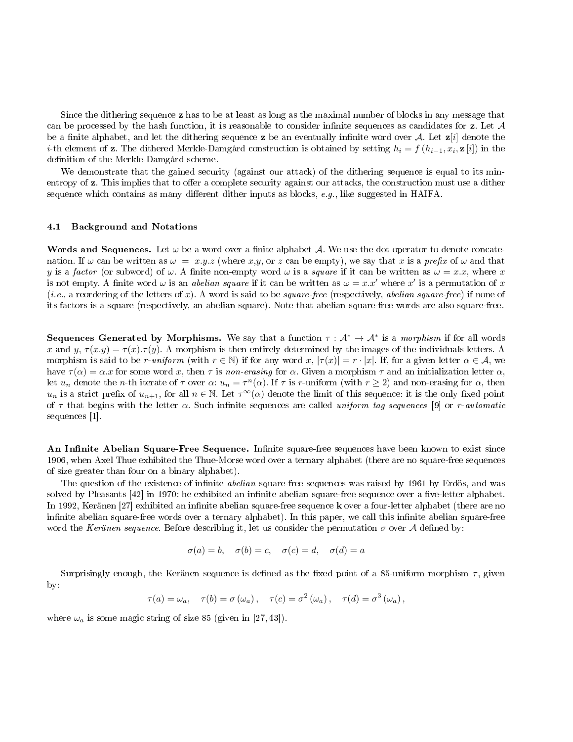Since the dithering sequence $\mathbf{z}$ has to be at least as long as the maximal number of blocks in any message that can be processed by the hash function, it is reasonable to consider infinite sequences as candidates for $\mathbf{z}$. Let $\mathcal{A}$ be a finite alphabet, and let the dithering sequence $\mathbf{z}$ be an eventually infinite word over $\mathcal{A}$. Let $\mathbf{z}[i]$ denote the $i$-th element of $\mathbf{z}$. The dithered Merkle-Damgård construction is obtained by setting $h_i = f(h_{i-1}, x_i, \mathbf{z}[i])$ in the definition of the Merkle-Damgård scheme.

We demonstrate that the gained security (against our attack) of the dithering sequence is equal to its min-entropy of $\mathbf{z}$. This implies that to offer a complete security against our attacks, the construction must use a dither sequence which contains as many different dither inputs as blocks, *e.g.*, like suggested in HAIFA.

### 4.1 Background and Notations

**Words and Sequences.** Let $\omega$ be a word over a finite alphabet $\mathcal{A}$. We use the dot operator to denote concatenation. If $\omega$ can be written as $\omega = x.y.z$ (where $x$,$y$, or $z$ can be empty), we say that $x$ is a *prefix* of $\omega$ and that $y$ is a *factor* (or subword) of $\omega$. A finite non-empty word $\omega$ is a *square* if it can be written as $\omega = x.x$, where $x$ is not empty. A finite word $\omega$ is an *abelian square* if it can be written as $\omega = x.x'$ where $x'$ is a permutation of $x$ (*i.e.*, a reordering of the letters of $x$). A word is said to be *square-free* (respectively, *abelian square-free*) if none of its factors is a square (respectively, an abelian square). Note that abelian square-free words are also square-free.

**Sequences Generated by Morphisms.** We say that a function $\tau : \mathcal{A}^* \to \mathcal{A}^*$ is a *morphism* if for all words $x$ and $y$, $\tau(x.y) = \tau(x).\tau(y)$. A morphism is then entirely determined by the images of the individuals letters. A morphism is said to be *r-uniform* (with $r \in \mathbb{N}$) if for any word $x$, $|\tau(x)| = r \cdot |x|$. If, for a given letter $\alpha \in \mathcal{A}$, we have $\tau(\alpha) = \alpha.x$ for some word $x$, then $\tau$ is *non-erasing* for $\alpha$. Given a morphism $\tau$ and an initialization letter $\alpha$, let $u_n$ denote the $n$-th iterate of $\tau$ over $\alpha$: $u_n = \tau^n(\alpha)$. If $\tau$ is $r$-uniform (with $r \geq 2$) and non-erasing for $\alpha$, then $u_n$ is a strict prefix of $u_{n+1}$, for all $n \in \mathbb{N}$. Let $\tau^\infty(\alpha)$ denote the limit of this sequence: it is the only fixed point of $\tau$ that begins with the letter $\alpha$. Such infinite sequences are called *uniform tag sequences* [9] or *r-automatic sequences* [1].

**An Infinite Abelian Square-Free Sequence.** Infinite square-free sequences have been known to exist since 1906, when Axel Thue exhibited the Thue-Morse word over a ternary alphabet (there are no square-free sequences of size greater than four on a binary alphabet).

The question of the existence of infinite *abelian* square-free sequences was raised by 1961 by Erdös, and was solved by Pleasants [42] in 1970: he exhibited an infinite abelian square-free sequence over a five-letter alphabet. In 1992, Keränen [27] exhibited an infinite abelian square-free sequence $\mathbf{k}$ over a four-letter alphabet (there are no infinite abelian square-free words over a ternary alphabet). In this paper, we call this infinite abelian square-free word the *Keränen sequence*. Before describing it, let us consider the permutation $\sigma$ over $\mathcal{A}$ defined by:

$$\sigma(a) = b, \quad \sigma(b) = c, \quad \sigma(c) = d, \quad \sigma(d) = a$$

Surprisingly enough, the Keränen sequence is defined as the fixed point of a 85-uniform morphism $\tau$, given by:

$$\tau(a) = \omega_a, \quad \tau(b) = \sigma(\omega_a), \quad \tau(c) = \sigma^2(\omega_a), \quad \tau(d) = \sigma^3(\omega_a),$$

where $\omega_a$ is some magic string of size 85 (given in [27,43]).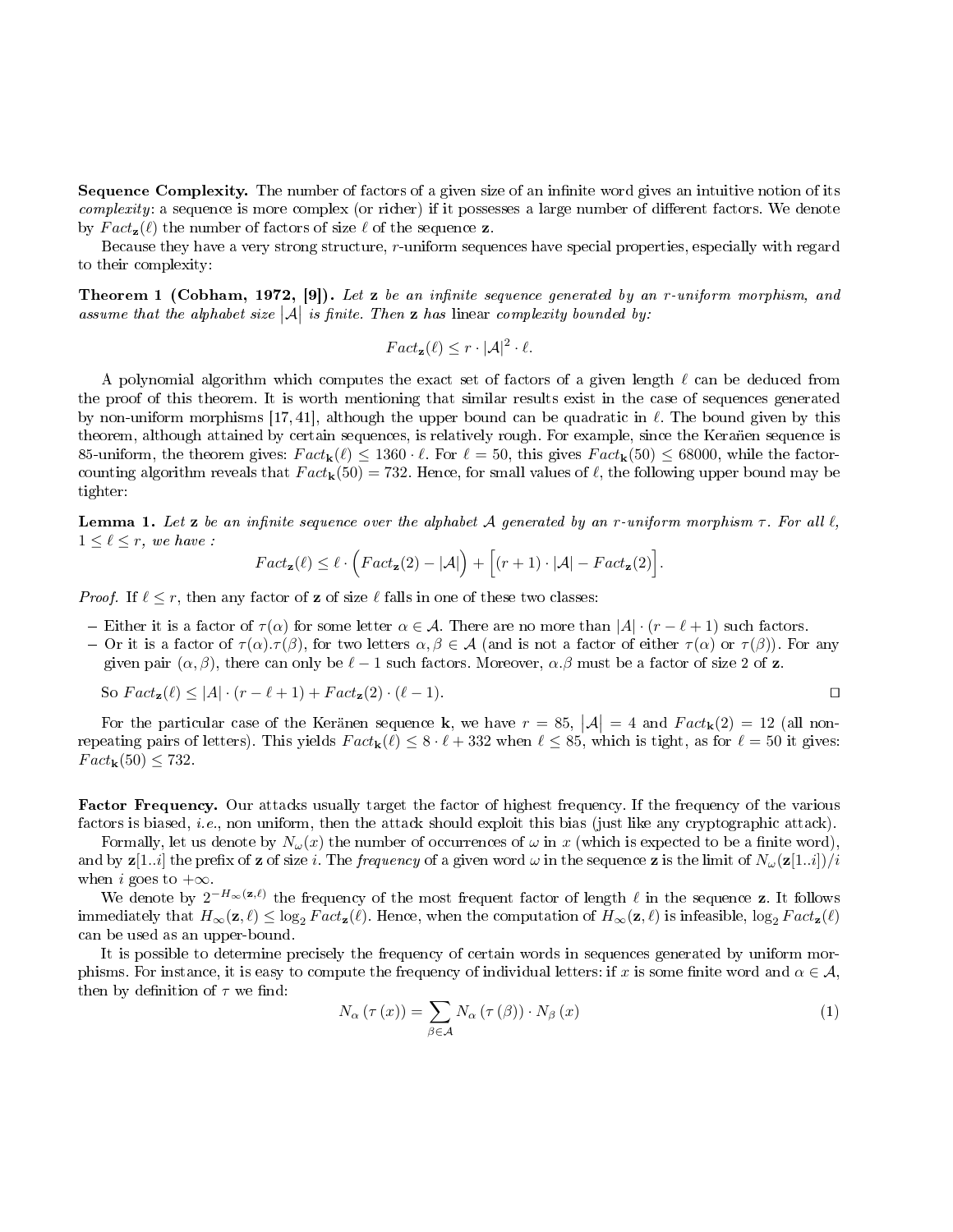**Sequence Complexity.** The number of factors of a given size of an infinite word gives an intuitive notion of its *complexity*: a sequence is more complex (or richer) if it possesses a large number of different factors. We denote by $Fact_{\mathbf{z}}(\ell)$ the number of factors of size $\ell$ of the sequence $\mathbf{z}$.

Because they have a very strong structure, $r$-uniform sequences have special properties, especially with regard to their complexity:

**Theorem 1 (Cobham, 1972, [9]).** *Let* $\mathbf{z}$ *be an infinite sequence generated by an* $r$*-uniform morphism, and assume that the alphabet size* $|\mathcal{A}|$ *is finite. Then* $\mathbf{z}$ *has* linear *complexity bounded by:*

$$Fact_{\mathbf{z}}(\ell) \leq r \cdot |\mathcal{A}|^2 \cdot \ell.$$

A polynomial algorithm which computes the exact set of factors of a given length $\ell$ can be deduced from the proof of this theorem. It is worth mentioning that similar results exist in the case of sequences generated by non-uniform morphisms [17, 41], although the upper bound can be quadratic in $\ell$. The bound given by this theorem, although attained by certain sequences, is relatively rough. For example, since the Keränen sequence is 85-uniform, the theorem gives: $Fact_{\mathbf{k}}(\ell) \leq 1360 \cdot \ell$. For $\ell = 50$, this gives $Fact_{\mathbf{k}}(50) \leq 68000$, while the factor-counting algorithm reveals that $Fact_{\mathbf{k}}(50) = 732$. Hence, for small values of $\ell$, the following upper bound may be tighter:

**Lemma 1.** *Let* $\mathbf{z}$ *be an infinite sequence over the alphabet* $\mathcal{A}$ *generated by an* $r$*-uniform morphism* $\tau$*. For all* $\ell$*,* $1 \leq \ell \leq r$*, we have :*

$$Fact_{\mathbf{z}}(\ell) \leq \ell \cdot \Big(Fact_{\mathbf{z}}(2) - |\mathcal{A}|\Big) + \Big[(r+1) \cdot |\mathcal{A}| - Fact_{\mathbf{z}}(2)\Big].$$

*Proof.* If $\ell \leq r$, then any factor of $\mathbf{z}$ of size $\ell$ falls in one of these two classes:

- Either it is a factor of $\tau(\alpha)$ for some letter $\alpha \in \mathcal{A}$. There are no more than $|A| \cdot (r - \ell + 1)$ such factors.
- Or it is a factor of $\tau(\alpha).\tau(\beta)$, for two letters $\alpha, \beta \in \mathcal{A}$ (and is not a factor of either $\tau(\alpha)$ or $\tau(\beta)$). For any given pair $(\alpha, \beta)$, there can only be $\ell - 1$ such factors. Moreover, $\alpha.\beta$ must be a factor of size 2 of $\mathbf{z}$.

So $Fact_{\mathbf{z}}(\ell) \leq |A| \cdot (r - \ell + 1) + Fact_{\mathbf{z}}(2) \cdot (\ell - 1)$. □

For the particular case of the Keränen sequence $\mathbf{k}$, we have $r = 85$, $|\mathcal{A}| = 4$ and $Fact_{\mathbf{k}}(2) = 12$ (all non-repeating pairs of letters). This yields $Fact_{\mathbf{k}}(\ell) \leq 8 \cdot \ell + 332$ when $\ell \leq 85$, which is tight, as for $\ell = 50$ it gives: $Fact_{\mathbf{k}}(50) \leq 732$.

**Factor Frequency.** Our attacks usually target the factor of highest frequency. If the frequency of the various factors is biased, *i.e.*, non uniform, then the attack should exploit this bias (just like any cryptographic attack).

Formally, let us denote by $N_{\omega}(x)$ the number of occurrences of $\omega$ in $x$ (which is expected to be a finite word), and by $\mathbf{z}[1..i]$ the prefix of $\mathbf{z}$ of size $i$. The *frequency* of a given word $\omega$ in the sequence $\mathbf{z}$ is the limit of $N_{\omega}(\mathbf{z}[1..i])/i$ when $i$ goes to $+\infty$.

We denote by $2^{-H_{\infty}(\mathbf{z},\ell)}$ the frequency of the most frequent factor of length $\ell$ in the sequence $\mathbf{z}$. It follows immediately that $H_{\infty}(\mathbf{z}, \ell) \leq \log_2 Fact_{\mathbf{z}}(\ell)$. Hence, when the computation of $H_{\infty}(\mathbf{z}, \ell)$ is infeasible, $\log_2 Fact_{\mathbf{z}}(\ell)$ can be used as an upper-bound.

It is possible to determine precisely the frequency of certain words in sequences generated by uniform morphisms. For instance, it is easy to compute the frequency of individual letters: if $x$ is some finite word and $\alpha \in \mathcal{A}$, then by definition of $\tau$ we find:

$$N_{\alpha}\left(\tau\left(x\right)\right) = \sum_{\beta \in \mathcal{A}} N_{\alpha}\left(\tau\left(\beta\right)\right) \cdot N_{\beta}\left(x\right) \tag{1}$$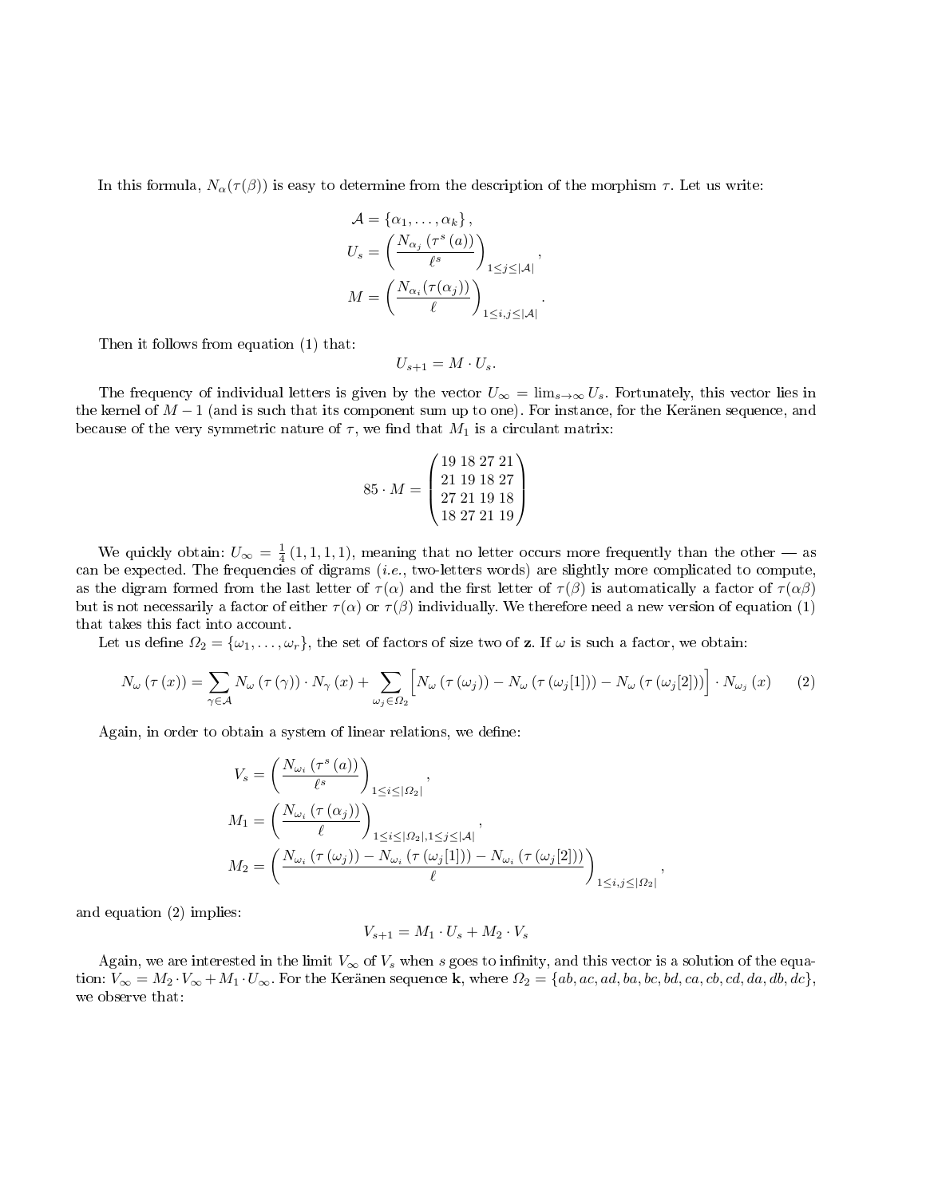In this formula, $N_\alpha(\tau(\beta))$ is easy to determine from the description of the morphism $\tau$. Let us write:

$$
\begin{aligned}
\mathcal{A} &= \{\alpha_1, \ldots, \alpha_k\}, \\
U_s &= \left(\frac{N_{\alpha_j}\left(\tau^s\left(a\right)\right)}{\ell^s}\right)_{1\leq j\leq|\mathcal{A}|}, \\
M &= \left(\frac{N_{\alpha_i}(\tau(\alpha_j))}{\ell}\right)_{1\leq i,j\leq|\mathcal{A}|}.
\end{aligned}
$$

Then it follows from equation (1) that:

$$U_{s+1} = M \cdot U_s.$$

The frequency of individual letters is given by the vector $U_\infty = \lim_{s\to\infty} U_s$. Fortunately, this vector lies in the kernel of $M - 1$ (and is such that its component sum up to one). For instance, for the Keränen sequence, and because of the very symmetric nature of $\tau$, we find that $M_1$ is a circulant matrix:

$$85 \cdot M = \begin{pmatrix} 19 & 18 & 27 & 21 \\ 21 & 19 & 18 & 27 \\ 27 & 21 & 19 & 18 \\ 18 & 27 & 21 & 19 \end{pmatrix}$$

We quickly obtain: $U_\infty = \frac{1}{4}(1,1,1,1)$, meaning that no letter occurs more frequently than the other — as can be expected. The frequencies of digrams (*i.e.*, two-letters words) are slightly more complicated to compute, as the digram formed from the last letter of $\tau(\alpha)$ and the first letter of $\tau(\beta)$ is automatically a factor of $\tau(\alpha\beta)$ but is not necessarily a factor of either $\tau(\alpha)$ or $\tau(\beta)$ individually. We therefore need a new version of equation (1) that takes this fact into account.

Let us define $\Omega_2 = \{\omega_1, \ldots, \omega_r\}$, the set of factors of size two of $\mathbf{z}$. If $\omega$ is such a factor, we obtain:

$$N_\omega\left(\tau\left(x\right)\right) = \sum_{\gamma\in\mathcal{A}} N_\omega\left(\tau\left(\gamma\right)\right)\cdot N_\gamma\left(x\right) + \sum_{\omega_j\in\Omega_2}\Big[N_\omega\left(\tau\left(\omega_j\right)\right) - N_\omega\left(\tau\left(\omega_j[1]\right)\right) - N_\omega\left(\tau\left(\omega_j[2]\right)\right)\Big]\cdot N_{\omega_j}\left(x\right) \tag{2}$$

Again, in order to obtain a system of linear relations, we define:

$$
\begin{aligned}
V_s &= \left(\frac{N_{\omega_i}\left(\tau^s\left(a\right)\right)}{\ell^s}\right)_{1\leq i\leq|\Omega_2|}, \\
M_1 &= \left(\frac{N_{\omega_i}\left(\tau\left(\alpha_j\right)\right)}{\ell}\right)_{1\leq i\leq|\Omega_2|, 1\leq j\leq|\mathcal{A}|}, \\
M_2 &= \left(\frac{N_{\omega_i}\left(\tau\left(\omega_j\right)\right) - N_{\omega_i}\left(\tau\left(\omega_j[1]\right)\right) - N_{\omega_i}\left(\tau\left(\omega_j[2]\right)\right)}{\ell}\right)_{1\leq i,j\leq|\Omega_2|},
\end{aligned}
$$

and equation (2) implies:

$$V_{s+1} = M_1 \cdot U_s + M_2 \cdot V_s$$

Again, we are interested in the limit $V_\infty$ of $V_s$ when $s$ goes to infinity, and this vector is a solution of the equation: $V_\infty = M_2 \cdot V_\infty + M_1 \cdot U_\infty$. For the Keränen sequence $\mathbf{k}$, where $\Omega_2 = \{ab, ac, ad, ba, bc, bd, ca, cb, cd, da, db, dc\}$, we observe that: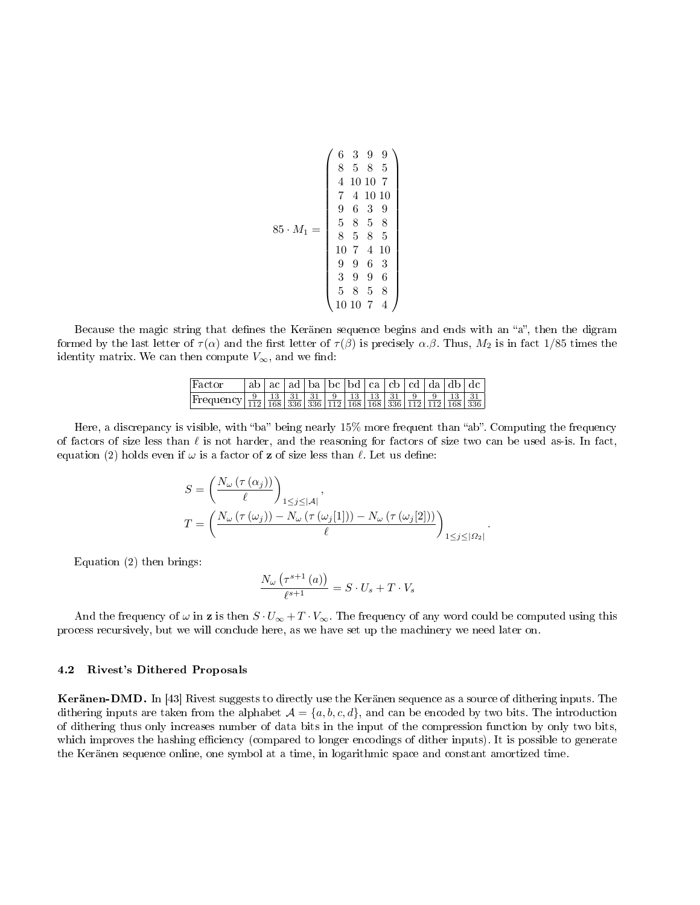$$
85 \cdot M_1 = \begin{pmatrix} 6 & 3 & 9 & 9 \\ 8 & 5 & 8 & 5 \\ 4 & 10 & 10 & 7 \\ 7 & 4 & 10 & 10 \\ 9 & 6 & 3 & 9 \\ 5 & 8 & 5 & 8 \\ 8 & 5 & 8 & 5 \\ 10 & 7 & 4 & 10 \\ 9 & 9 & 6 & 3 \\ 3 & 9 & 9 & 6 \\ 5 & 8 & 5 & 8 \\ 10 & 10 & 7 & 4 \end{pmatrix}
$$

Because the magic string that defines the Keränen sequence begins and ends with an "a", then the digram formed by the last letter of $\tau(\alpha)$ and the first letter of $\tau(\beta)$ is precisely $\alpha.\beta$. Thus, $M_2$ is in fact 1/85 times the identity matrix. We can then compute $V_\infty$, and we find:

| Factor | ab | ac | ad | ba | bc | bd | ca | cb | cd | da | db | dc |
|---|---|---|---|---|---|---|---|---|---|---|---|---|
| Frequency | $\frac{9}{112}$ | $\frac{13}{168}$ | $\frac{31}{336}$ | $\frac{31}{336}$ | $\frac{9}{112}$ | $\frac{13}{168}$ | $\frac{13}{168}$ | $\frac{31}{336}$ | $\frac{9}{112}$ | $\frac{9}{112}$ | $\frac{13}{168}$ | $\frac{31}{336}$ |

Here, a discrepancy is visible, with "ba" being nearly 15% more frequent than "ab". Computing the frequency of factors of size less than $\ell$ is not harder, and the reasoning for factors of size two can be used as-is. In fact, equation (2) holds even if $\omega$ is a factor of $\mathbf{z}$ of size less than $\ell$. Let us define:

$$
S = \left( \frac{N_\omega\left(\tau\left(\alpha_j\right)\right)}{\ell} \right)_{1 \leq j \leq |\mathcal{A}|},
$$

$$
T = \left( \frac{N_\omega\left(\tau\left(\omega_j\right)\right) - N_\omega\left(\tau\left(\omega_j[1]\right)\right) - N_\omega\left(\tau\left(\omega_j[2]\right)\right)}{\ell} \right)_{1 \leq j \leq |\Omega_2|}.
$$

Equation (2) then brings:

$$
\frac{N_\omega\left(\tau^{s+1}(a)\right)}{\ell^{s+1}} = S \cdot U_s + T \cdot V_s
$$

And the frequency of $\omega$ in $\mathbf{z}$ is then $S \cdot U_\infty + T \cdot V_\infty$. The frequency of any word could be computed using this process recursively, but we will conclude here, as we have set up the machinery we need later on.

### 4.2 Rivest's Dithered Proposals

**Keränen-DMD.** In [43] Rivest suggests to directly use the Keränen sequence as a source of dithering inputs. The dithering inputs are taken from the alphabet $\mathcal{A} = \{a, b, c, d\}$, and can be encoded by two bits. The introduction of dithering thus only increases number of data bits in the input of the compression function by only two bits, which improves the hashing efficiency (compared to longer encodings of dither inputs). It is possible to generate the Keränen sequence online, one symbol at a time, in logarithmic space and constant amortized time.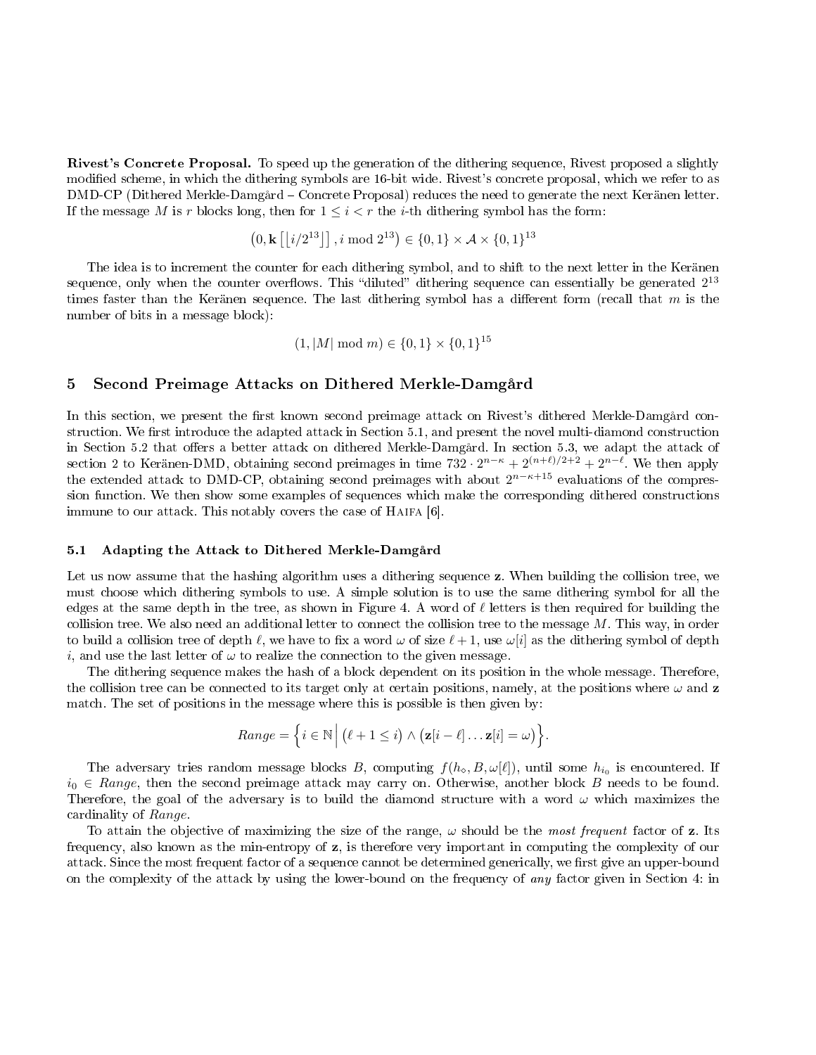**Rivest's Concrete Proposal.** To speed up the generation of the dithering sequence, Rivest proposed a slightly modified scheme, in which the dithering symbols are 16-bit wide. Rivest's concrete proposal, which we refer to as DMD-CP (Dithered Merkle-Damgård – Concrete Proposal) reduces the need to generate the next Keränen letter. If the message $M$ is $r$ blocks long, then for $1 \leq i < r$ the $i$-th dithering symbol has the form:

$$\left(0, \mathbf{k}\left[\lfloor i/2^{13} \rfloor\right], i \bmod 2^{13}\right) \in \{0,1\} \times \mathcal{A} \times \{0,1\}^{13}$$

The idea is to increment the counter for each dithering symbol, and to shift to the next letter in the Keränen sequence, only when the counter overflows. This "diluted" dithering sequence can essentially be generated $2^{13}$ times faster than the Keränen sequence. The last dithering symbol has a different form (recall that $m$ is the number of bits in a message block):

$$(1, |M| \bmod m) \in \{0,1\} \times \{0,1\}^{15}$$

## 5 Second Preimage Attacks on Dithered Merkle-Damgård

In this section, we present the first known second preimage attack on Rivest's dithered Merkle-Damgård construction. We first introduce the adapted attack in Section 5.1, and present the novel multi-diamond construction in Section 5.2 that offers a better attack on dithered Merkle-Damgård. In section 5.3, we adapt the attack of section 2 to Keränen-DMD, obtaining second preimages in time $732 \cdot 2^{n-\kappa} + 2^{(n+\ell)/2+2} + 2^{n-\ell}$. We then apply the extended attack to DMD-CP, obtaining second preimages with about $2^{n-\kappa+15}$ evaluations of the compression function. We then show some examples of sequences which make the corresponding dithered constructions immune to our attack. This notably covers the case of Haifa [6].

### 5.1 Adapting the Attack to Dithered Merkle-Damgård

Let us now assume that the hashing algorithm uses a dithering sequence $\mathbf{z}$. When building the collision tree, we must choose which dithering symbols to use. A simple solution is to use the same dithering symbol for all the edges at the same depth in the tree, as shown in Figure 4. A word of $\ell$ letters is then required for building the collision tree. We also need an additional letter to connect the collision tree to the message $M$. This way, in order to build a collision tree of depth $\ell$, we have to fix a word $\omega$ of size $\ell + 1$, use $\omega[i]$ as the dithering symbol of depth $i$, and use the last letter of $\omega$ to realize the connection to the given message.

The dithering sequence makes the hash of a block dependent on its position in the whole message. Therefore, the collision tree can be connected to its target only at certain positions, namely, at the positions where $\omega$ and $\mathbf{z}$ match. The set of positions in the message where this is possible is then given by:

$$Range = \left\{ i \in \mathbb{N} \,\middle|\, (\ell + 1 \leq i) \wedge \left(\mathbf{z}[i-\ell] \dots \mathbf{z}[i] = \omega\right) \right\}.$$

The adversary tries random message blocks $B$, computing $f(h_\diamond, B, \omega[\ell])$, until some $h_{i_0}$ is encountered. If $i_0 \in Range$, then the second preimage attack may carry on. Otherwise, another block $B$ needs to be found. Therefore, the goal of the adversary is to build the diamond structure with a word $\omega$ which maximizes the cardinality of $Range$.

To attain the objective of maximizing the size of the range, $\omega$ should be the *most frequent* factor of $\mathbf{z}$. Its frequency, also known as the min-entropy of $\mathbf{z}$, is therefore very important in computing the complexity of our attack. Since the most frequent factor of a sequence cannot be determined generically, we first give an upper-bound on the complexity of the attack by using the lower-bound on the frequency of *any* factor given in Section 4: in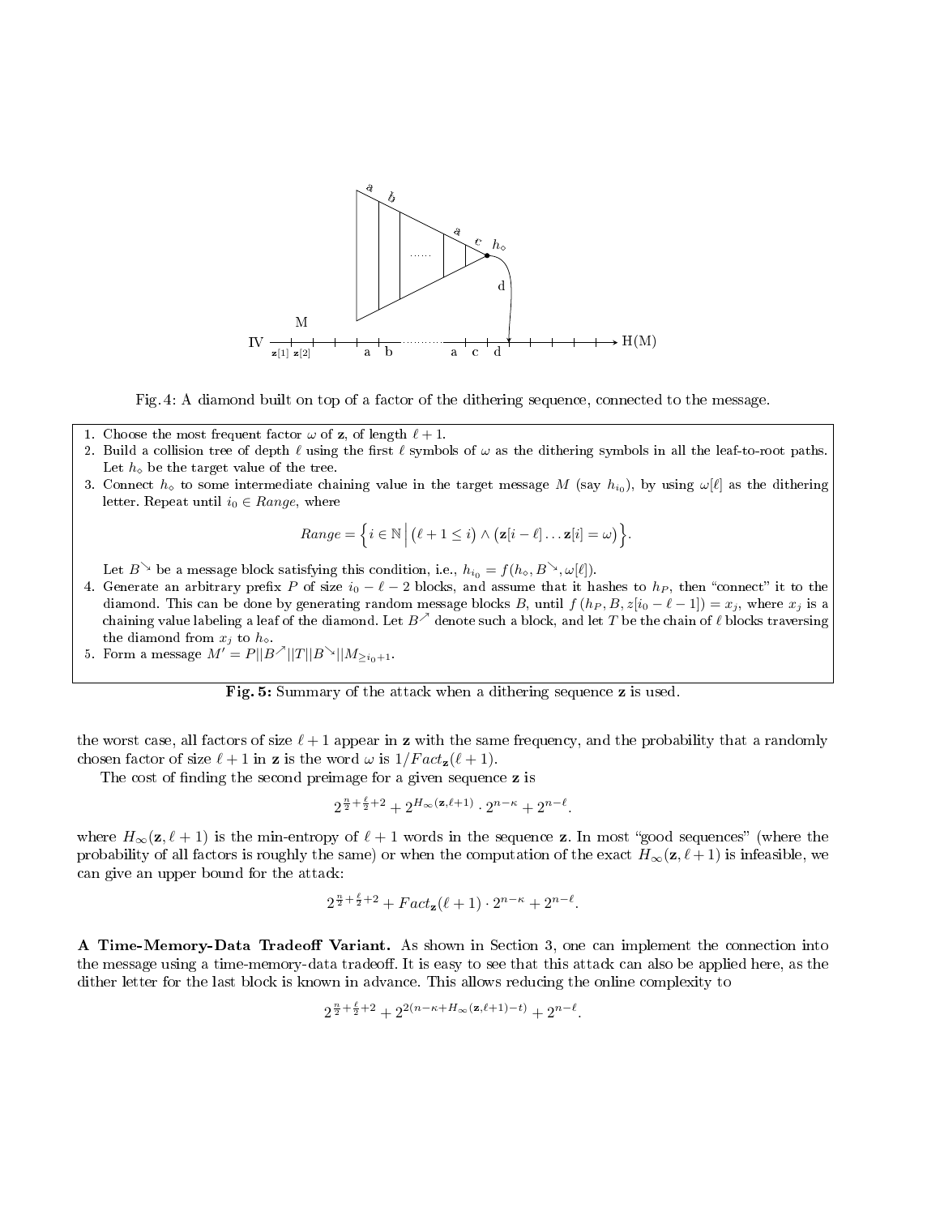Fig. 4: A diamond built on top of a factor of the dithering sequence, connected to the message.

1. Choose the most frequent factor $\omega$ of $\mathbf{z}$, of length $\ell+1$.
2. Build a collision tree of depth $\ell$ using the first $\ell$ symbols of $\omega$ as the dithering symbols in all the leaf-to-root paths. Let $h_\diamond$ be the target value of the tree.
3. Connect $h_\diamond$ to some intermediate chaining value in the target message $M$ (say $h_{i_0}$), by using $\omega[\ell]$ as the dithering letter. Repeat until $i_0 \in Range$, where
$$Range = \left\{ i \in \mathbb{N} \,\middle|\, (\ell + 1 \leq i) \wedge (\mathbf{z}[i-\ell] \ldots \mathbf{z}[i] = \omega) \right\}.$$
Let $B^{\searrow}$ be a message block satisfying this condition, i.e., $h_{i_0} = f(h_\diamond, B^{\searrow}, \omega[\ell])$.
4. Generate an arbitrary prefix $P$ of size $i_0 - \ell - 2$ blocks, and assume that it hashes to $h_P$, then "connect" it to the diamond. This can be done by generating random message blocks $B$, until $f(h_P, B, z[i_0 - \ell - 1]) = x_j$, where $x_j$ is a chaining value labeling a leaf of the diamond. Let $B^{\nearrow}$ denote such a block, and let $T$ be the chain of $\ell$ blocks traversing the diamond from $x_j$ to $h_\diamond$.
5. Form a message $M' = P||B^{\nearrow}||T||B^{\searrow}||M_{\geq i_0+1}$.

**Fig. 5:** Summary of the attack when a dithering sequence $\mathbf{z}$ is used.

the worst case, all factors of size $\ell+1$ appear in $\mathbf{z}$ with the same frequency, and the probability that a randomly chosen factor of size $\ell+1$ in $\mathbf{z}$ is the word $\omega$ is $1/Fact_{\mathbf{z}}(\ell+1)$.

The cost of finding the second preimage for a given sequence $\mathbf{z}$ is

$$2^{\frac{n}{2}+\frac{\ell}{2}+2} + 2^{H_\infty(\mathbf{z},\ell+1)} \cdot 2^{n-\kappa} + 2^{n-\ell}.$$

where $H_\infty(\mathbf{z}, \ell+1)$ is the min-entropy of $\ell+1$ words in the sequence $\mathbf{z}$. In most "good sequences" (where the probability of all factors is roughly the same) or when the computation of the exact $H_\infty(\mathbf{z}, \ell+1)$ is infeasible, we can give an upper bound for the attack:

$$2^{\frac{n}{2}+\frac{\ell}{2}+2} + Fact_{\mathbf{z}}(\ell+1) \cdot 2^{n-\kappa} + 2^{n-\ell}.$$

**A Time-Memory-Data Tradeoff Variant.** As shown in Section 3, one can implement the connection into the message using a time-memory-data tradeoff. It is easy to see that this attack can also be applied here, as the dither letter for the last block is known in advance. This allows reducing the online complexity to

$$2^{\frac{n}{2}+\frac{\ell}{2}+2} + 2^{2(n-\kappa+H_\infty(\mathbf{z},\ell+1)-t)} + 2^{n-\ell}.$$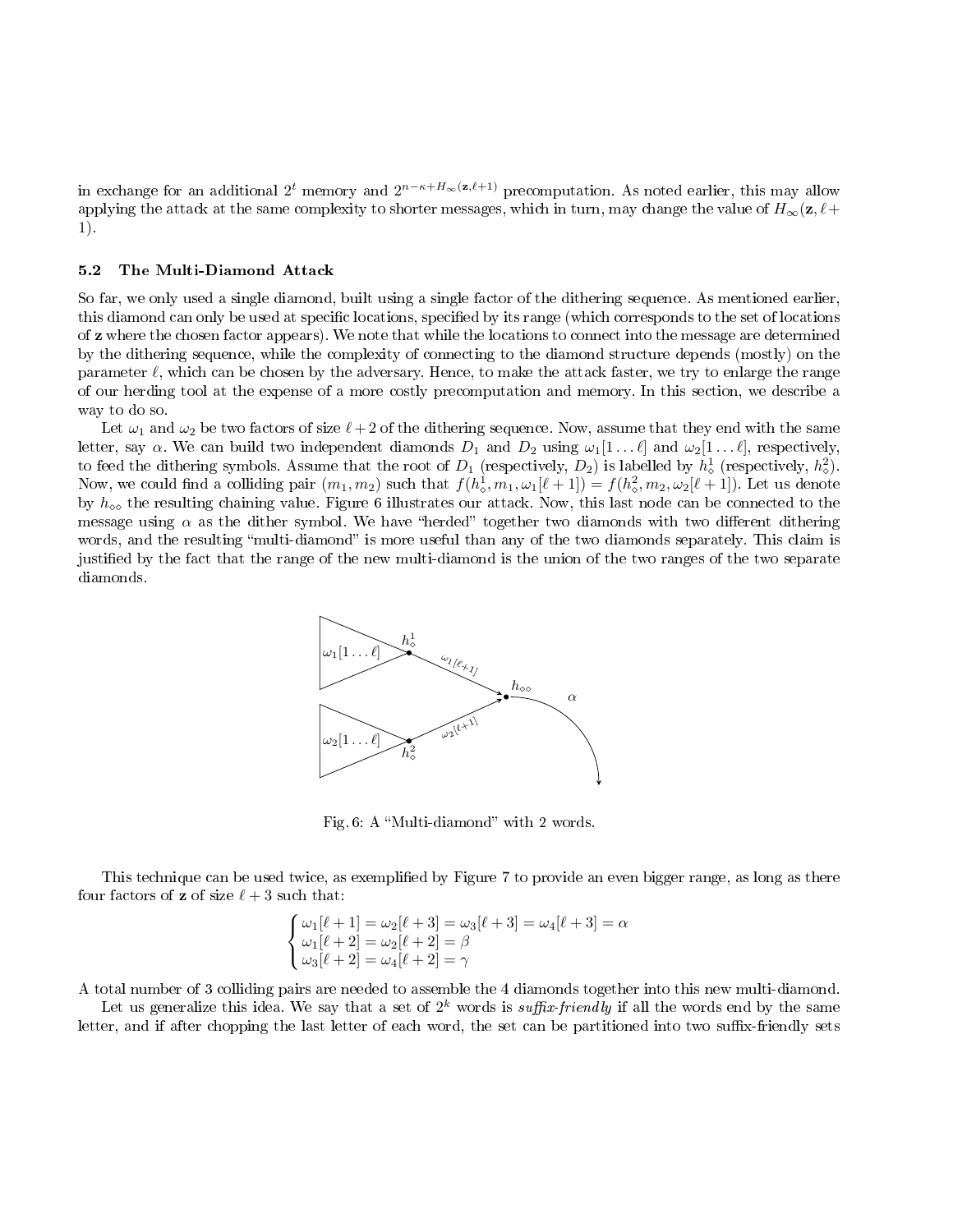in exchange for an additional $2^t$ memory and $2^{n-\kappa+H_\infty(\mathbf{z},\ell+1)}$ precomputation. As noted earlier, this may allow applying the attack at the same complexity to shorter messages, which in turn, may change the value of $H_\infty(\mathbf{z}, \ell+1)$.

### 5.2 The Multi-Diamond Attack

So far, we only used a single diamond, built using a single factor of the dithering sequence. As mentioned earlier, this diamond can only be used at specific locations, specified by its range (which corresponds to the set of locations of $\mathbf{z}$ where the chosen factor appears). We note that while the locations to connect into the message are determined by the dithering sequence, while the complexity of connecting to the diamond structure depends (mostly) on the parameter $\ell$, which can be chosen by the adversary. Hence, to make the attack faster, we try to enlarge the range of our herding tool at the expense of a more costly precomputation and memory. In this section, we describe a way to do so.

Let $\omega_1$ and $\omega_2$ be two factors of size $\ell+2$ of the dithering sequence. Now, assume that they end with the same letter, say $\alpha$. We can build two independent diamonds $D_1$ and $D_2$ using $\omega_1[1 \dots \ell]$ and $\omega_2[1 \dots \ell]$, respectively, to feed the dithering symbols. Assume that the root of $D_1$ (respectively, $D_2$) is labelled by $h_\diamond^1$ (respectively, $h_\diamond^2$). Now, we could find a colliding pair $(m_1, m_2)$ such that $f(h_\diamond^1, m_1, \omega_1[\ell+1]) = f(h_\diamond^2, m_2, \omega_2[\ell+1])$. Let us denote by $h_{\diamond\diamond}$ the resulting chaining value. Figure 6 illustrates our attack. Now, this last node can be connected to the message using $\alpha$ as the dither symbol. We have "herded" together two diamonds with two different dithering words, and the resulting "multi-diamond" is more useful than any of the two diamonds separately. This claim is justified by the fact that the range of the new multi-diamond is the union of the two ranges of the two separate diamonds.

Fig. 6: A "Multi-diamond" with 2 words.

This technique can be used twice, as exemplified by Figure 7 to provide an even bigger range, as long as there four factors of $\mathbf{z}$ of size $\ell+3$ such that:

$$
\begin{cases}
\omega_1[\ell+1] = \omega_2[\ell+3] = \omega_3[\ell+3] = \omega_4[\ell+3] = \alpha \\
\omega_1[\ell+2] = \omega_2[\ell+2] = \beta \\
\omega_3[\ell+2] = \omega_4[\ell+2] = \gamma
\end{cases}
$$

A total number of 3 colliding pairs are needed to assemble the 4 diamonds together into this new multi-diamond.

Let us generalize this idea. We say that a set of $2^k$ words is *suffix-friendly* if all the words end by the same letter, and if after chopping the last letter of each word, the set can be partitioned into two suffix-friendly sets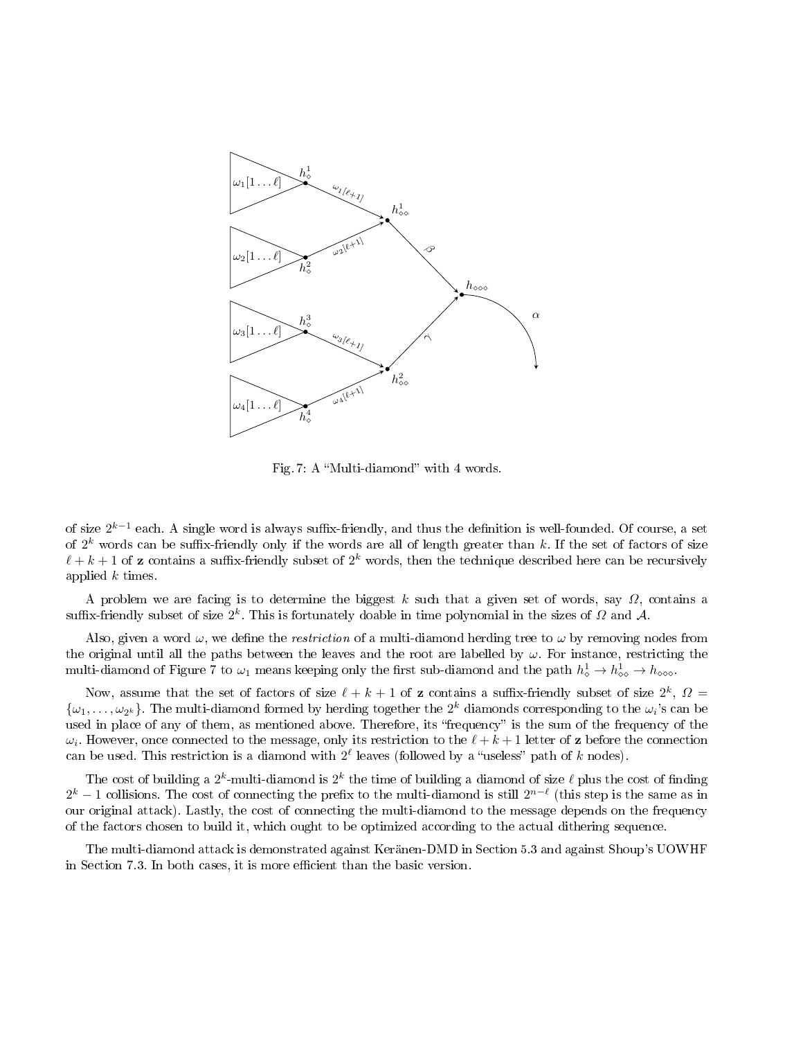Fig. 7: A "Multi-diamond" with 4 words.

of size $2^{k-1}$ each. A single word is always suffix-friendly, and thus the definition is well-founded. Of course, a set of $2^k$ words can be suffix-friendly only if the words are all of length greater than $k$. If the set of factors of size $\ell + k + 1$ of $\mathbf{z}$ contains a suffix-friendly subset of $2^k$ words, then the technique described here can be recursively applied $k$ times.

A problem we are facing is to determine the biggest $k$ such that a given set of words, say $\Omega$, contains a suffix-friendly subset of size $2^k$. This is fortunately doable in time polynomial in the sizes of $\Omega$ and $\mathcal{A}$.

Also, given a word $\omega$, we define the *restriction* of a multi-diamond herding tree to $\omega$ by removing nodes from the original until all the paths between the leaves and the root are labelled by $\omega$. For instance, restricting the multi-diamond of Figure 7 to $\omega_1$ means keeping only the first sub-diamond and the path $h^1_\diamond \to h^1_{\diamond\diamond} \to h_{\diamond\diamond\diamond}$.

Now, assume that the set of factors of size $\ell + k + 1$ of $\mathbf{z}$ contains a suffix-friendly subset of size $2^k$, $\Omega = \{\omega_1, \ldots, \omega_{2^k}\}$. The multi-diamond formed by herding together the $2^k$ diamonds corresponding to the $\omega_i$'s can be used in place of any of them, as mentioned above. Therefore, its "frequency" is the sum of the frequency of the $\omega_i$. However, once connected to the message, only its restriction to the $\ell + k + 1$ letter of $\mathbf{z}$ before the connection can be used. This restriction is a diamond with $2^\ell$ leaves (followed by a "useless" path of $k$ nodes).

The cost of building a $2^k$-multi-diamond is $2^k$ the time of building a diamond of size $\ell$ plus the cost of finding $2^k - 1$ collisions. The cost of connecting the prefix to the multi-diamond is still $2^{n-\ell}$ (this step is the same as in our original attack). Lastly, the cost of connecting the multi-diamond to the message depends on the frequency of the factors chosen to build it, which ought to be optimized according to the actual dithering sequence.

The multi-diamond attack is demonstrated against Keränen-DMD in Section 5.3 and against Shoup's UOWHF in Section 7.3. In both cases, it is more efficient than the basic version.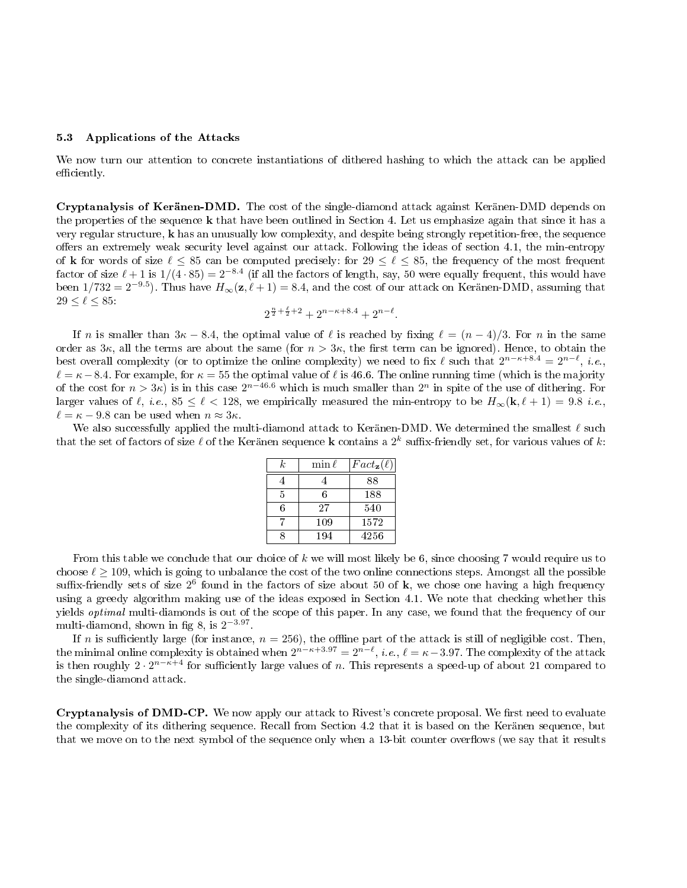### 5.3 Applications of the Attacks

We now turn our attention to concrete instantiations of dithered hashing to which the attack can be applied efficiently.

**Cryptanalysis of Keränen-DMD.** The cost of the single-diamond attack against Keränen-DMD depends on the properties of the sequence $\mathbf{k}$ that have been outlined in Section 4. Let us emphasize again that since it has a very regular structure, $\mathbf{k}$ has an unusually low complexity, and despite being strongly repetition-free, the sequence offers an extremely weak security level against our attack. Following the ideas of section 4.1, the min-entropy of $\mathbf{k}$ for words of size $\ell \leq 85$ can be computed precisely: for $29 \leq \ell \leq 85$, the frequency of the most frequent factor of size $\ell + 1$ is $1/(4 \cdot 85) = 2^{-8.4}$ (if all the factors of length, say, 50 were equally frequent, this would have been $1/732 = 2^{-9.5}$). Thus have $H_\infty(\mathbf{z}, \ell + 1) = 8.4$, and the cost of our attack on Keränen-DMD, assuming that $29 \leq \ell \leq 85$:

$$2^{\frac{n}{2}+\frac{\ell}{2}+2} + 2^{n-\kappa+8.4} + 2^{n-\ell}.$$

If $n$ is smaller than $3\kappa - 8.4$, the optimal value of $\ell$ is reached by fixing $\ell = (n-4)/3$. For $n$ in the same order as $3\kappa$, all the terms are about the same (for $n > 3\kappa$, the first term can be ignored). Hence, to obtain the best overall complexity (or to optimize the online complexity) we need to fix $\ell$ such that $2^{n-\kappa+8.4} = 2^{n-\ell}$, *i.e.*, $\ell = \kappa - 8.4$. For example, for $\kappa = 55$ the optimal value of $\ell$ is 46.6. The online running time (which is the majority of the cost for $n > 3\kappa$) is in this case $2^{n-46.6}$ which is much smaller than $2^n$ in spite of the use of dithering. For larger values of $\ell$, *i.e.*, $85 \leq \ell < 128$, we empirically measured the min-entropy to be $H_\infty(\mathbf{k}, \ell + 1) = 9.8$ *i.e.*, $\ell = \kappa - 9.8$ can be used when $n \approx 3\kappa$.

We also successfully applied the multi-diamond attack to Keränen-DMD. We determined the smallest $\ell$ such that the set of factors of size $\ell$ of the Keränen sequence $\mathbf{k}$ contains a $2^k$ suffix-friendly set, for various values of $k$:

| $k$ | $\min \ell$ | $Fact_{\mathbf{z}}(\ell)$ |
|---|---|---|
| 4 | 4 | 88 |
| 5 | 6 | 188 |
| 6 | 27 | 540 |
| 7 | 109 | 1572 |
| 8 | 194 | 4256 |

From this table we conclude that our choice of $k$ we will most likely be 6, since choosing 7 would require us to choose $\ell \geq 109$, which is going to unbalance the cost of the two online connections steps. Amongst all the possible suffix-friendly sets of size $2^6$ found in the factors of size about 50 of $\mathbf{k}$, we chose one having a high frequency using a greedy algorithm making use of the ideas exposed in Section 4.1. We note that checking whether this yields *optimal* multi-diamonds is out of the scope of this paper. In any case, we found that the frequency of our multi-diamond, shown in fig 8, is $2^{-3.97}$.

If $n$ is sufficiently large (for instance, $n = 256$), the offline part of the attack is still of negligible cost. Then, the minimal online complexity is obtained when $2^{n-\kappa+3.97} = 2^{n-\ell}$, *i.e.*, $\ell = \kappa - 3.97$. The complexity of the attack is then roughly $2 \cdot 2^{n-\kappa+4}$ for sufficiently large values of $n$. This represents a speed-up of about 21 compared to the single-diamond attack.

**Cryptanalysis of DMD-CP.** We now apply our attack to Rivest's concrete proposal. We first need to evaluate the complexity of its dithering sequence. Recall from Section 4.2 that it is based on the Keränen sequence, but that we move on to the next symbol of the sequence only when a 13-bit counter overflows (we say that it results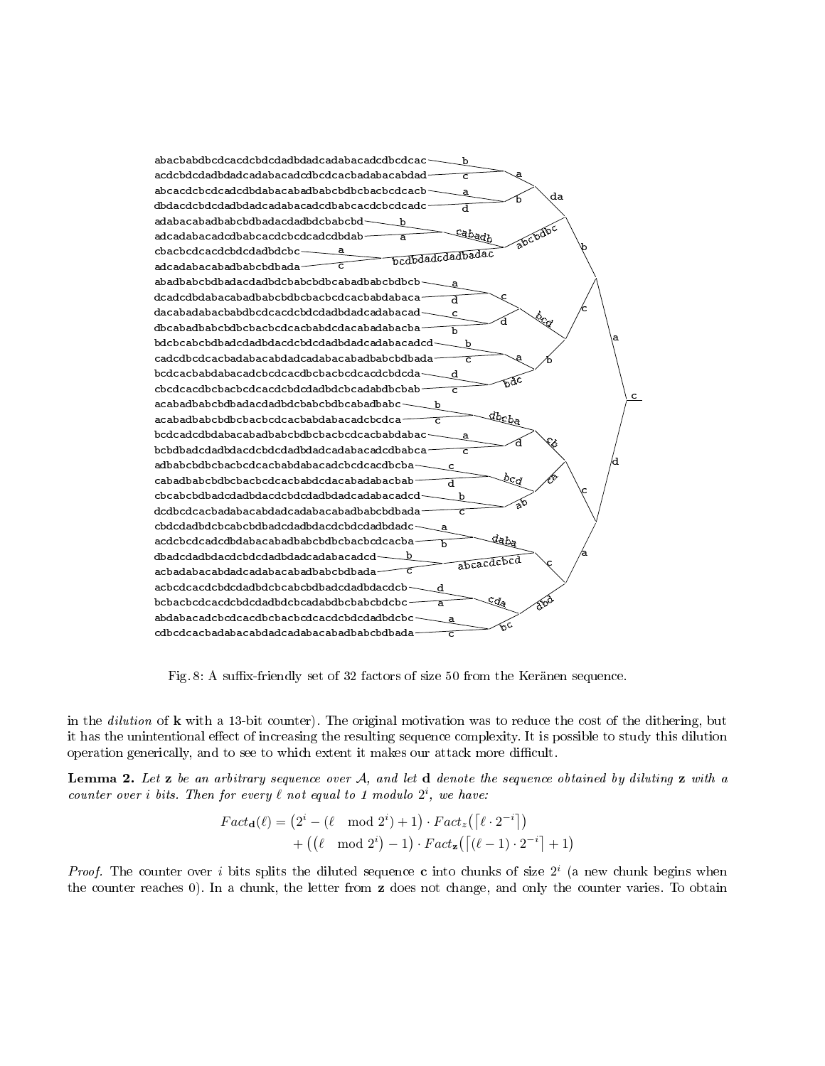Fig. 8: A suffix-friendly set of 32 factors of size 50 from the Keränen sequence.

in the *dilution* of **k** with a 13-bit counter). The original motivation was to reduce the cost of the dithering, but it has the unintentional effect of increasing the resulting sequence complexity. It is possible to study this dilution operation generically, and to see to which extent it makes our attack more difficult.

**Lemma 2.** *Let* $\mathbf{z}$ *be an arbitrary sequence over* $\mathcal{A}$*, and let* $\mathbf{d}$ *denote the sequence obtained by diluting* $\mathbf{z}$ *with a counter over* $i$ *bits. Then for every* $\ell$ *not equal to 1 modulo* $2^i$*, we have:*

$$Fact_{\mathbf{d}}(\ell) = \left(2^i - (\ell \mod 2^i) + 1\right) \cdot Fact_z\left(\lceil \ell \cdot 2^{-i} \rceil\right) + \left((\ell \mod 2^i) - 1\right) \cdot Fact_{\mathbf{z}}\left(\lceil (\ell - 1) \cdot 2^{-i} \rceil + 1\right)$$

*Proof.* The counter over $i$ bits splits the diluted sequence $\mathbf{c}$ into chunks of size $2^i$ (a new chunk begins when the counter reaches 0). In a chunk, the letter from $\mathbf{z}$ does not change, and only the counter varies. To obtain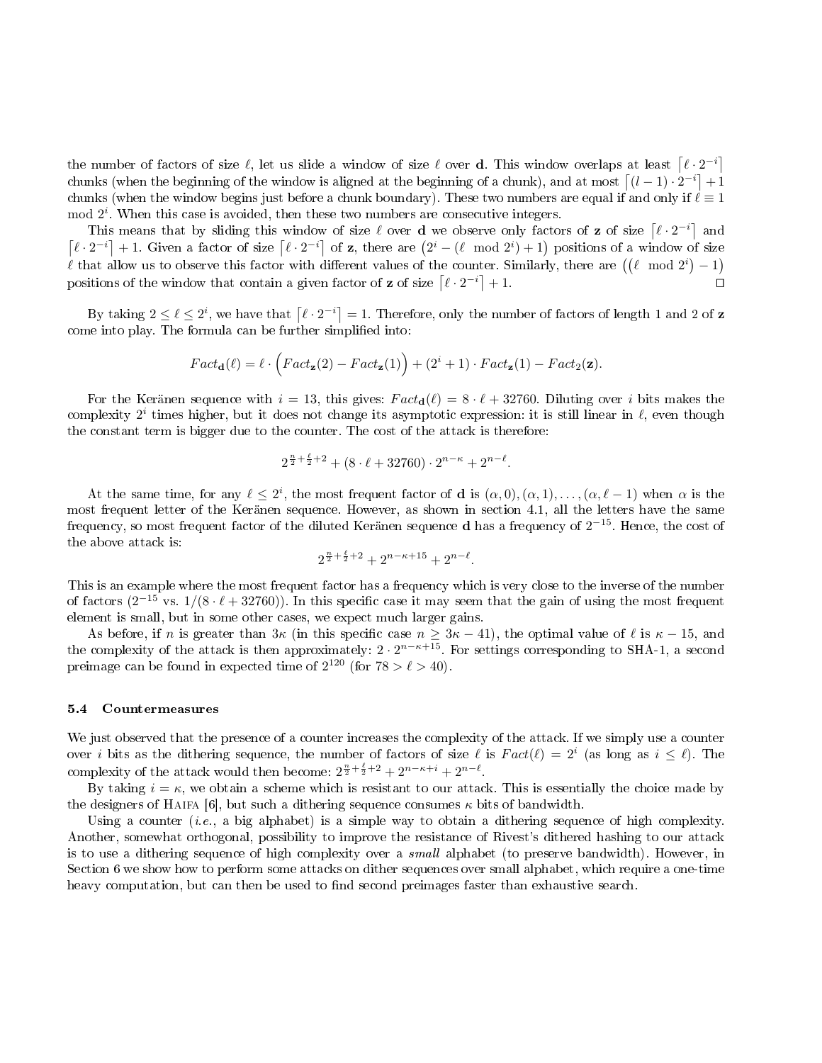the number of factors of size $\ell$, let us slide a window of size $\ell$ over $\mathbf{d}$. This window overlaps at least $\lceil \ell \cdot 2^{-i} \rceil$ chunks (when the beginning of the window is aligned at the beginning of a chunk), and at most $\lceil (l-1) \cdot 2^{-i} \rceil + 1$ chunks (when the window begins just before a chunk boundary). These two numbers are equal if and only if $\ell \equiv 1 \mod 2^i$. When this case is avoided, then these two numbers are consecutive integers.

This means that by sliding this window of size $\ell$ over $\mathbf{d}$ we observe only factors of $\mathbf{z}$ of size $\lceil \ell \cdot 2^{-i} \rceil$ and $\lceil \ell \cdot 2^{-i} \rceil + 1$. Given a factor of size $\lceil \ell \cdot 2^{-i} \rceil$ of $\mathbf{z}$, there are $\left(2^i - (\ell \mod 2^i) + 1\right)$ positions of a window of size $\ell$ that allow us to observe this factor with different values of the counter. Similarly, there are $\left((\ell \mod 2^i) - 1\right)$ positions of the window that contain a given factor of $\mathbf{z}$ of size $\lceil \ell \cdot 2^{-i} \rceil + 1$. $\square$

By taking $2 \leq \ell \leq 2^i$, we have that $\lceil \ell \cdot 2^{-i} \rceil = 1$. Therefore, only the number of factors of length 1 and 2 of $\mathbf{z}$ come into play. The formula can be further simplified into:

$$Fact_{\mathbf{d}}(\ell) = \ell \cdot \Big(Fact_{\mathbf{z}}(2) - Fact_{\mathbf{z}}(1)\Big) + (2^i + 1) \cdot Fact_{\mathbf{z}}(1) - Fact_2(\mathbf{z}).$$

For the Keränen sequence with $i = 13$, this gives: $Fact_{\mathbf{d}}(\ell) = 8 \cdot \ell + 32760$. Diluting over $i$ bits makes the complexity $2^i$ times higher, but it does not change its asymptotic expression: it is still linear in $\ell$, even though the constant term is bigger due to the counter. The cost of the attack is therefore:

$$2^{\frac{n}{2}+\frac{\ell}{2}+2} + (8 \cdot \ell + 32760) \cdot 2^{n-\kappa} + 2^{n-\ell}.$$

At the same time, for any $\ell \leq 2^i$, the most frequent factor of $\mathbf{d}$ is $(\alpha, 0), (\alpha, 1), \ldots, (\alpha, \ell - 1)$ when $\alpha$ is the most frequent letter of the Keränen sequence. However, as shown in section 4.1, all the letters have the same frequency, so most frequent factor of the diluted Keränen sequence $\mathbf{d}$ has a frequency of $2^{-15}$. Hence, the cost of the above attack is:

$$2^{\frac{n}{2}+\frac{\ell}{2}+2} + 2^{n-\kappa+15} + 2^{n-\ell}.$$

This is an example where the most frequent factor has a frequency which is very close to the inverse of the number of factors ($2^{-15}$ vs. $1/(8 \cdot \ell + 32760)$). In this specific case it may seem that the gain of using the most frequent element is small, but in some other cases, we expect much larger gains.

As before, if $n$ is greater than $3\kappa$ (in this specific case $n \geq 3\kappa - 41$), the optimal value of $\ell$ is $\kappa - 15$, and the complexity of the attack is then approximately: $2 \cdot 2^{n-\kappa+15}$. For settings corresponding to SHA-1, a second preimage can be found in expected time of $2^{120}$ (for $78 > \ell > 40$).

### 5.4 Countermeasures

We just observed that the presence of a counter increases the complexity of the attack. If we simply use a counter over $i$ bits as the dithering sequence, the number of factors of size $\ell$ is $Fact(\ell) = 2^i$ (as long as $i \leq \ell$). The complexity of the attack would then become: $2^{\frac{n}{2}+\frac{\ell}{2}+2} + 2^{n-\kappa+i} + 2^{n-\ell}$.

By taking $i = \kappa$, we obtain a scheme which is resistant to our attack. This is essentially the choice made by the designers of Haifa [6], but such a dithering sequence consumes $\kappa$ bits of bandwidth.

Using a counter (*i.e.*, a big alphabet) is a simple way to obtain a dithering sequence of high complexity. Another, somewhat orthogonal, possibility to improve the resistance of Rivest's dithered hashing to our attack is to use a dithering sequence of high complexity over a *small* alphabet (to preserve bandwidth). However, in Section 6 we show how to perform some attacks on dither sequences over small alphabet, which require a one-time heavy computation, but can then be used to find second preimages faster than exhaustive search.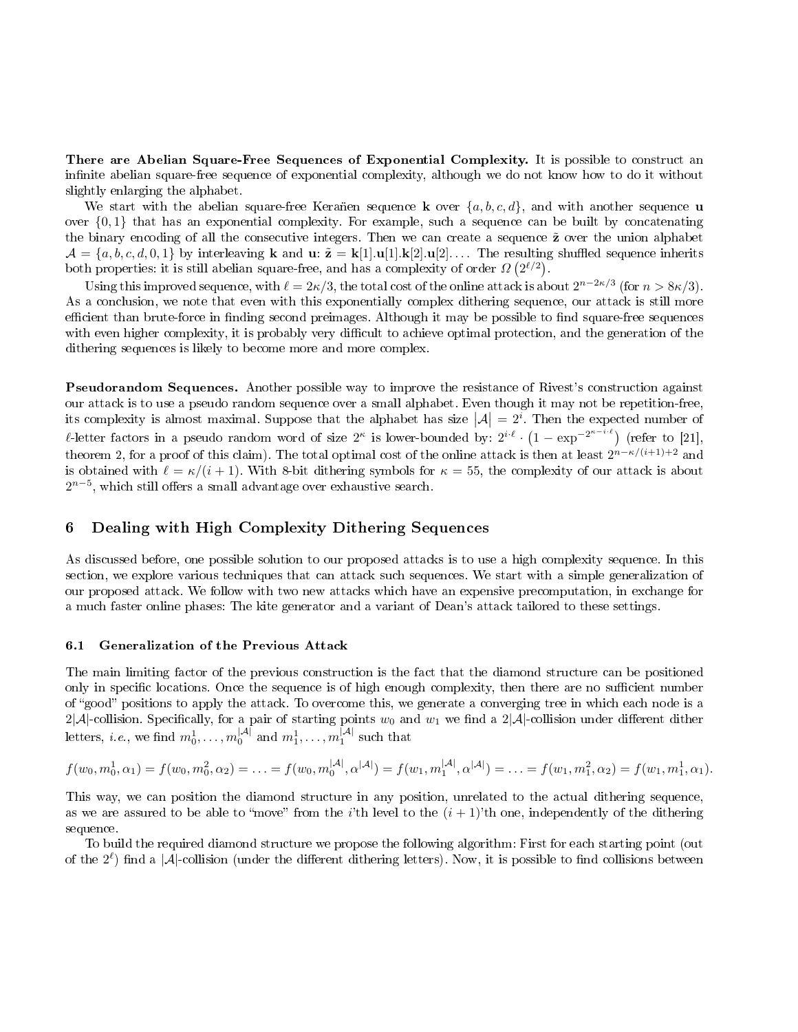**There are Abelian Square-Free Sequences of Exponential Complexity.** It is possible to construct an infinite abelian square-free sequence of exponential complexity, although we do not know how to do it without slightly enlarging the alphabet.

We start with the abelian square-free Keranën sequence $\mathbf{k}$ over $\{a, b, c, d\}$, and with another sequence $\mathbf{u}$ over $\{0, 1\}$ that has an exponential complexity. For example, such a sequence can be built by concatenating the binary encoding of all the consecutive integers. Then we can create a sequence $\tilde{\mathbf{z}}$ over the union alphabet $\mathcal{A} = \{a, b, c, d, 0, 1\}$ by interleaving $\mathbf{k}$ and $\mathbf{u}$: $\tilde{\mathbf{z}} = \mathbf{k}[1].\mathbf{u}[1].\mathbf{k}[2].\mathbf{u}[2]\ldots$. The resulting shuffled sequence inherits both properties: it is still abelian square-free, and has a complexity of order $\Omega\left(2^{\ell/2}\right)$.

Using this improved sequence, with $\ell = 2\kappa/3$, the total cost of the online attack is about $2^{n-2\kappa/3}$ (for $n > 8\kappa/3$). As a conclusion, we note that even with this exponentially complex dithering sequence, our attack is still more efficient than brute-force in finding second preimages. Although it may be possible to find square-free sequences with even higher complexity, it is probably very difficult to achieve optimal protection, and the generation of the dithering sequences is likely to become more and more complex.

**Pseudorandom Sequences.** Another possible way to improve the resistance of Rivest's construction against our attack is to use a pseudo random sequence over a small alphabet. Even though it may not be repetition-free, its complexity is almost maximal. Suppose that the alphabet has size $|\mathcal{A}| = 2^i$. Then the expected number of $\ell$-letter factors in a pseudo random word of size $2^\kappa$ is lower-bounded by: $2^{i\cdot\ell} \cdot \left(1 - \exp^{-2^{\kappa - i\cdot\ell}}\right)$ (refer to [21], theorem 2, for a proof of this claim). The total optimal cost of the online attack is then at least $2^{n-\kappa/(i+1)+2}$ and is obtained with $\ell = \kappa/(i+1)$. With 8-bit dithering symbols for $\kappa = 55$, the complexity of our attack is about $2^{n-5}$, which still offers a small advantage over exhaustive search.

## 6 Dealing with High Complexity Dithering Sequences

As discussed before, one possible solution to our proposed attacks is to use a high complexity sequence. In this section, we explore various techniques that can attack such sequences. We start with a simple generalization of our proposed attack. We follow with two new attacks which have an expensive precomputation, in exchange for a much faster online phases: The kite generator and a variant of Dean's attack tailored to these settings.

### 6.1 Generalization of the Previous Attack

The main limiting factor of the previous construction is the fact that the diamond structure can be positioned only in specific locations. Once the sequence is of high enough complexity, then there are no sufficient number of "good" positions to apply the attack. To overcome this, we generate a converging tree in which each node is a $2|\mathcal{A}|$-collision. Specifically, for a pair of starting points $w_0$ and $w_1$ we find a $2|\mathcal{A}|$-collision under different dither letters, *i.e.*, we find $m_0^1, \ldots, m_0^{|\mathcal{A}|}$ and $m_1^1, \ldots, m_1^{|\mathcal{A}|}$ such that

$$f(w_0, m_0^1, \alpha_1) = f(w_0, m_0^2, \alpha_2) = \ldots = f(w_0, m_0^{|\mathcal{A}|}, \alpha^{|\mathcal{A}|}) = f(w_1, m_1^{|\mathcal{A}|}, \alpha^{|\mathcal{A}|}) = \ldots = f(w_1, m_1^2, \alpha_2) = f(w_1, m_1^1, \alpha_1).$$

This way, we can position the diamond structure in any position, unrelated to the actual dithering sequence, as we are assured to be able to "move" from the $i$'th level to the $(i+1)$'th one, independently of the dithering sequence.

To build the required diamond structure we propose the following algorithm: First for each starting point (out of the $2^\ell$) find a $|\mathcal{A}|$-collision (under the different dithering letters). Now, it is possible to find collisions between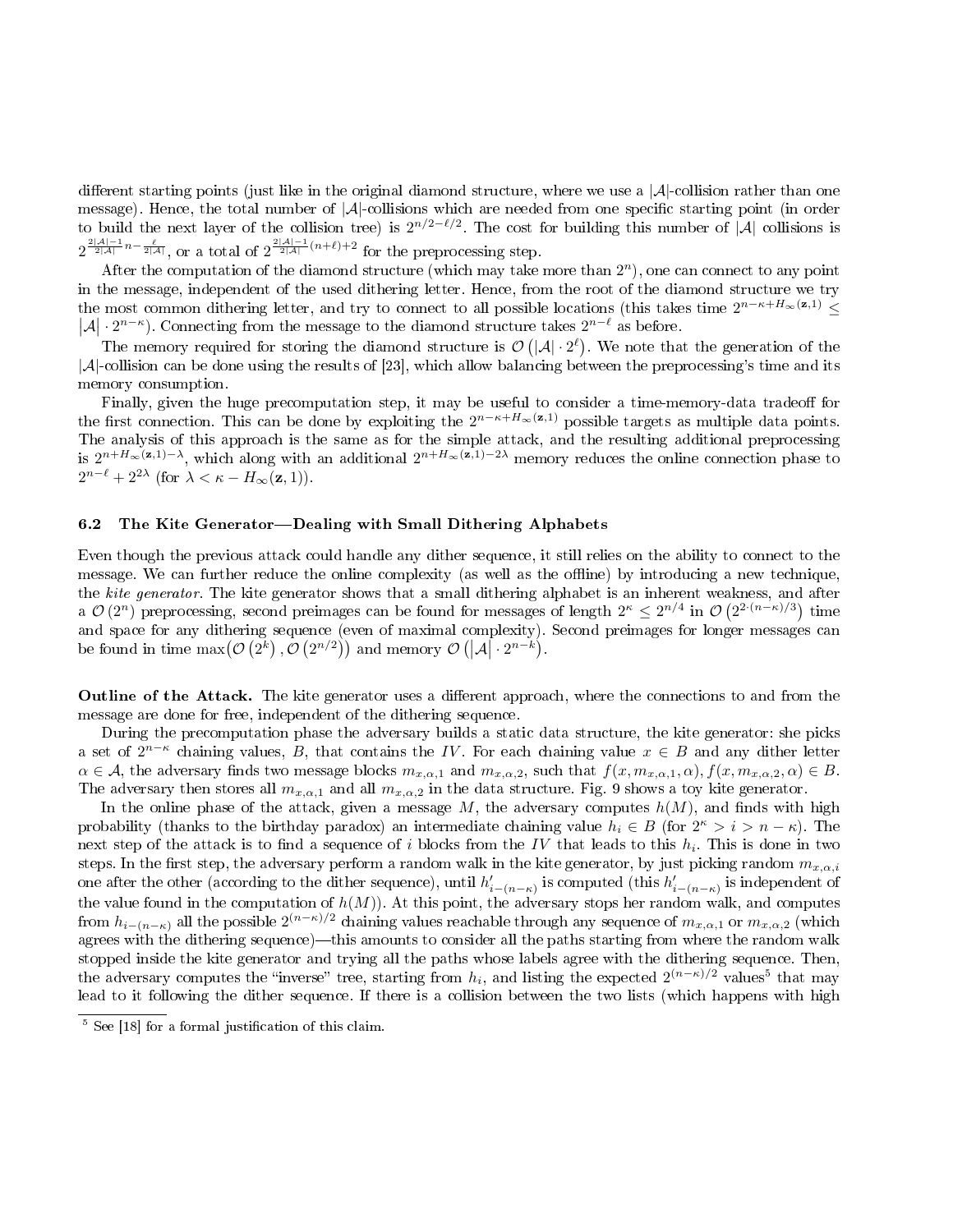different starting points (just like in the original diamond structure, where we use a $|\mathcal{A}|$-collision rather than one message). Hence, the total number of $|\mathcal{A}|$-collisions which are needed from one specific starting point (in order to build the next layer of the collision tree) is $2^{n/2-\ell/2}$. The cost for building this number of $|\mathcal{A}|$ collisions is $2^{\frac{2|\mathcal{A}|-1}{2|\mathcal{A}|}n-\frac{\ell}{2|\mathcal{A}|}}$, or a total of $2^{\frac{2|\mathcal{A}|-1}{2|\mathcal{A}|}(n+\ell)+2}$ for the preprocessing step.

After the computation of the diamond structure (which may take more than $2^n$), one can connect to any point in the message, independent of the used dithering letter. Hence, from the root of the diamond structure we try the most common dithering letter, and try to connect to all possible locations (this takes time $2^{n-\kappa+H_\infty(\mathbf{z},1)} \leq |\mathcal{A}| \cdot 2^{n-\kappa}$). Connecting from the message to the diamond structure takes $2^{n-\ell}$ as before.

The memory required for storing the diamond structure is $\mathcal{O}\left(|\mathcal{A}| \cdot 2^{\ell}\right)$. We note that the generation of the $|\mathcal{A}|$-collision can be done using the results of [23], which allow balancing between the preprocessing's time and its memory consumption.

Finally, given the huge precomputation step, it may be useful to consider a time-memory-data tradeoff for the first connection. This can be done by exploiting the $2^{n-\kappa+H_\infty(\mathbf{z},1)}$ possible targets as multiple data points. The analysis of this approach is the same as for the simple attack, and the resulting additional preprocessing is $2^{n+H_\infty(\mathbf{z},1)-\lambda}$, which along with an additional $2^{n+H_\infty(\mathbf{z},1)-2\lambda}$ memory reduces the online connection phase to $2^{n-\ell} + 2^{2\lambda}$ (for $\lambda < \kappa - H_\infty(\mathbf{z},1)$).

### 6.2 The Kite Generator—Dealing with Small Dithering Alphabets

Even though the previous attack could handle any dither sequence, it still relies on the ability to connect to the message. We can further reduce the online complexity (as well as the offline) by introducing a new technique, the *kite generator*. The kite generator shows that a small dithering alphabet is an inherent weakness, and after a $\mathcal{O}(2^n)$ preprocessing, second preimages can be found for messages of length $2^\kappa \leq 2^{n/4}$ in $\mathcal{O}\left(2^{2\cdot(n-\kappa)/3}\right)$ time and space for any dithering sequence (even of maximal complexity). Second preimages for longer messages can be found in time $\max\left(\mathcal{O}\left(2^k\right), \mathcal{O}\left(2^{n/2}\right)\right)$ and memory $\mathcal{O}\left(\left|\mathcal{A}\right| \cdot 2^{n-k}\right)$.

**Outline of the Attack.** The kite generator uses a different approach, where the connections to and from the message are done for free, independent of the dithering sequence.

During the precomputation phase the adversary builds a static data structure, the kite generator: she picks a set of $2^{n-\kappa}$ chaining values, $B$, that contains the $IV$. For each chaining value $x \in B$ and any dither letter $\alpha \in \mathcal{A}$, the adversary finds two message blocks $m_{x,\alpha,1}$ and $m_{x,\alpha,2}$, such that $f(x, m_{x,\alpha,1}, \alpha), f(x, m_{x,\alpha,2}, \alpha) \in B$. The adversary then stores all $m_{x,\alpha,1}$ and all $m_{x,\alpha,2}$ in the data structure. Fig. 9 shows a toy kite generator.

In the online phase of the attack, given a message $M$, the adversary computes $h(M)$, and finds with high probability (thanks to the birthday paradox) an intermediate chaining value $h_i \in B$ (for $2^\kappa > i > n - \kappa$). The next step of the attack is to find a sequence of $i$ blocks from the $IV$ that leads to this $h_i$. This is done in two steps. In the first step, the adversary perform a random walk in the kite generator, by just picking random $m_{x,\alpha,i}$ one after the other (according to the dither sequence), until $h'_{i-(n-\kappa)}$ is computed (this $h'_{i-(n-\kappa)}$ is independent of the value found in the computation of $h(M)$). At this point, the adversary stops her random walk, and computes from $h_{i-(n-\kappa)}$ all the possible $2^{(n-\kappa)/2}$ chaining values reachable through any sequence of $m_{x,\alpha,1}$ or $m_{x,\alpha,2}$ (which agrees with the dithering sequence)—this amounts to consider all the paths starting from where the random walk stopped inside the kite generator and trying all the paths whose labels agree with the dithering sequence. Then, the adversary computes the "inverse" tree, starting from $h_i$, and listing the expected $2^{(n-\kappa)/2}$ values[5] that may lead to it following the dither sequence. If there is a collision between the two lists (which happens with high

---

[5] See [18] for a formal justification of this claim.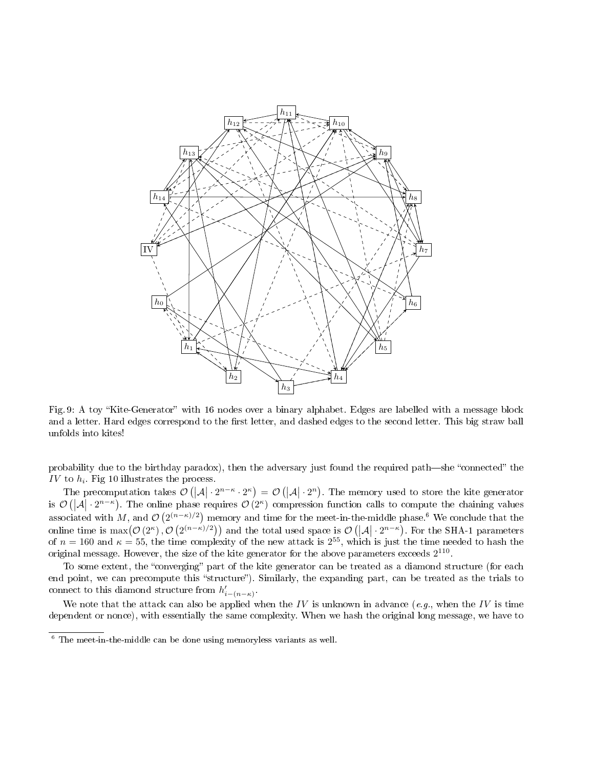Fig. 9: A toy "Kite-Generator" with 16 nodes over a binary alphabet. Edges are labelled with a message block and a letter. Hard edges correspond to the first letter, and dashed edges to the second letter. This big straw ball unfolds into kites!

probability due to the birthday paradox), then the adversary just found the required path—she "connected" the $IV$ to $h_i$. Fig 10 illustrates the process.

The precomputation takes $\mathcal{O}\left(|\mathcal{A}| \cdot 2^{n-\kappa} \cdot 2^{\kappa}\right) = \mathcal{O}\left(|\mathcal{A}| \cdot 2^{n}\right)$. The memory used to store the kite generator is $\mathcal{O}\left(|\mathcal{A}| \cdot 2^{n-\kappa}\right)$. The online phase requires $\mathcal{O}\left(2^{\kappa}\right)$ compression function calls to compute the chaining values associated with $M$, and $\mathcal{O}\left(2^{(n-\kappa)/2}\right)$ memory and time for the meet-in-the-middle phase.[6] We conclude that the online time is $\max\left(\mathcal{O}\left(2^{\kappa}\right), \mathcal{O}\left(2^{(n-\kappa)/2}\right)\right)$ and the total used space is $\mathcal{O}\left(|\mathcal{A}| \cdot 2^{n-\kappa}\right)$. For the SHA-1 parameters of $n = 160$ and $\kappa = 55$, the time complexity of the new attack is $2^{55}$, which is just the time needed to hash the original message. However, the size of the kite generator for the above parameters exceeds $2^{110}$.

To some extent, the "converging" part of the kite generator can be treated as a diamond structure (for each end point, we can precompute this "structure"). Similarly, the expanding part, can be treated as the trials to connect to this diamond structure from $h'_{i-(n-\kappa)}$.

We note that the attack can also be applied when the $IV$ is unknown in advance (*e.g.*, when the $IV$ is time dependent or nonce), with essentially the same complexity. When we hash the original long message, we have to

[6] The meet-in-the-middle can be done using memoryless variants as well.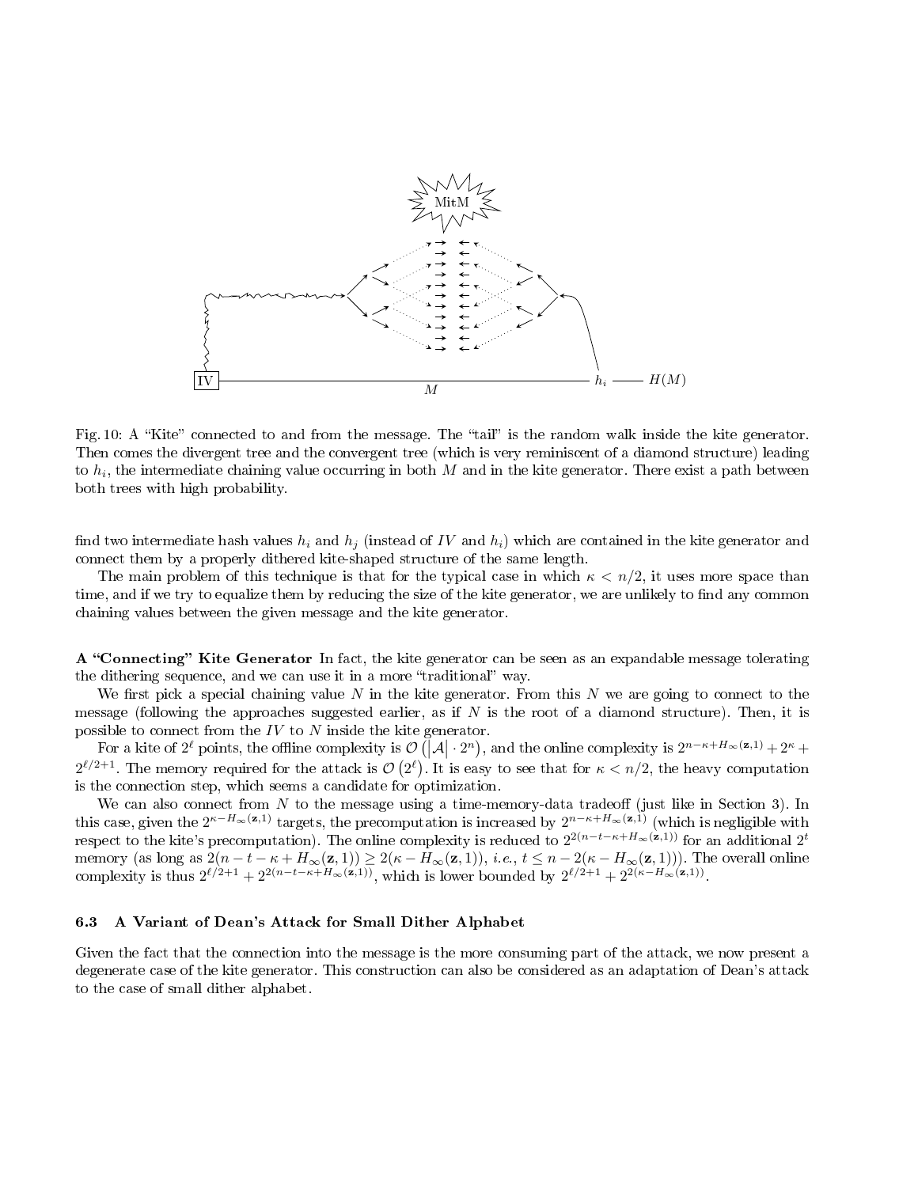Fig. 10: A "Kite" connected to and from the message. The "tail" is the random walk inside the kite generator. Then comes the divergent tree and the convergent tree (which is very reminiscent of a diamond structure) leading to $h_i$, the intermediate chaining value occurring in both $M$ and in the kite generator. There exist a path between both trees with high probability.

find two intermediate hash values $h_i$ and $h_j$ (instead of $IV$ and $h_i$) which are contained in the kite generator and connect them by a properly dithered kite-shaped structure of the same length.

The main problem of this technique is that for the typical case in which $\kappa < n/2$, it uses more space than time, and if we try to equalize them by reducing the size of the kite generator, we are unlikely to find any common chaining values between the given message and the kite generator.

**A "Connecting" Kite Generator** In fact, the kite generator can be seen as an expandable message tolerating the dithering sequence, and we can use it in a more "traditional" way.

We first pick a special chaining value $N$ in the kite generator. From this $N$ we are going to connect to the message (following the approaches suggested earlier, as if $N$ is the root of a diamond structure). Then, it is possible to connect from the $IV$ to $N$ inside the kite generator.

For a kite of $2^\ell$ points, the offline complexity is $\mathcal{O}\left(\left|\mathcal{A}\right| \cdot 2^n\right)$, and the online complexity is $2^{n-\kappa+H_\infty(\mathbf{z},1)} + 2^\kappa + 2^{\ell/2+1}$. The memory required for the attack is $\mathcal{O}\left(2^\ell\right)$. It is easy to see that for $\kappa < n/2$, the heavy computation is the connection step, which seems a candidate for optimization.

We can also connect from $N$ to the message using a time-memory-data tradeoff (just like in Section 3). In this case, given the $2^{\kappa-H_\infty(\mathbf{z},1)}$ targets, the precomputation is increased by $2^{n-\kappa+H_\infty(\mathbf{z},1)}$ (which is negligible with respect to the kite's precomputation). The online complexity is reduced to $2^{2(n-t-\kappa+H_\infty(\mathbf{z},1))}$ for an additional $2^t$ memory (as long as $2(n-t-\kappa+H_\infty(\mathbf{z},1)) \geq 2(\kappa - H_\infty(\mathbf{z},1))$, *i.e.*, $t \leq n - 2(\kappa - H_\infty(\mathbf{z},1))$). The overall online complexity is thus $2^{\ell/2+1} + 2^{2(n-t-\kappa+H_\infty(\mathbf{z},1))}$, which is lower bounded by $2^{\ell/2+1} + 2^{2(\kappa-H_\infty(\mathbf{z},1))}$.

### 6.3 A Variant of Dean's Attack for Small Dither Alphabet

Given the fact that the connection into the message is the more consuming part of the attack, we now present a degenerate case of the kite generator. This construction can also be considered as an adaptation of Dean's attack to the case of small dither alphabet.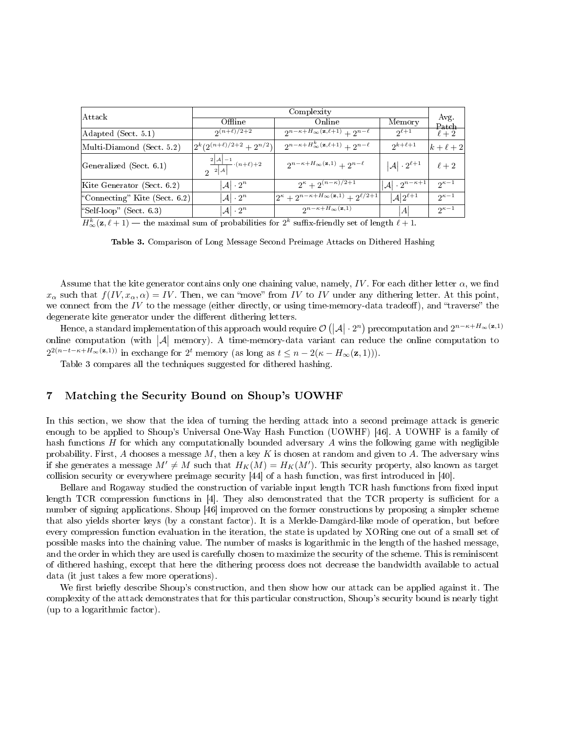| Attack | Complexity | | | Avg. Patch |
|---|---|---|---|---|
| | Offline | Online | Memory | |
| Adapted (Sect. 5.1) | $2^{(n+\ell)/2+2}$ | $2^{n-\kappa+H_\infty(\mathbf{z},\ell+1)} + 2^{n-\ell}$ | $2^{\ell+1}$ | $\ell+2$ |
| Multi-Diamond (Sect. 5.2) | $2^k(2^{(n+\ell)/2+2} + 2^{n/2})$ | $2^{n-\kappa+H^k_\infty(\mathbf{z},\ell+1)} + 2^{n-\ell}$ | $2^{k+\ell+1}$ | $k+\ell+2$ |
| Generalized (Sect. 6.1) | $2^{\frac{2\lvert\mathcal{A}\rvert-1}{2\lvert\mathcal{A}\rvert}\cdot(n+\ell)+2}$ | $2^{n-\kappa+H_\infty(\mathbf{z},1)} + 2^{n-\ell}$ | $\lvert\mathcal{A}\rvert \cdot 2^{\ell+1}$ | $\ell+2$ |
| Kite Generator (Sect. 6.2) | $\lvert\mathcal{A}\rvert \cdot 2^n$ | $2^\kappa + 2^{(n-\kappa)/2+1}$ | $\lvert\mathcal{A}\rvert \cdot 2^{n-\kappa+1}$ | $2^{\kappa-1}$ |
| "Connecting" Kite (Sect. 6.2) | $\lvert\mathcal{A}\rvert \cdot 2^n$ | $2^\kappa + 2^{n-\kappa+H_\infty(\mathbf{z},1)} + 2^{\ell/2+1}$ | $\lvert\mathcal{A}\rvert 2^{\ell+1}$ | $2^{\kappa-1}$ |
| "Self-loop" (Sect. 6.3) | $\lvert\mathcal{A}\rvert \cdot 2^n$ | $2^{n-\kappa+H_\infty(\mathbf{z},1)}$ | $\lvert\mathcal{A}\rvert$ | $2^{\kappa-1}$ |

$H^k_\infty(\mathbf{z},\ell+1)$ — the maximal sum of probabilities for $2^k$ suffix-friendly set of length $\ell+1$.

**Table 3.** Comparison of Long Message Second Preimage Attacks on Dithered Hashing

Assume that the kite generator contains only one chaining value, namely, $IV$. For each dither letter $\alpha$, we find $x_\alpha$ such that $f(IV, x_\alpha, \alpha) = IV$. Then, we can "move" from $IV$ to $IV$ under any dithering letter. At this point, we connect from the $IV$ to the message (either directly, or using time-memory-data tradeoff), and "traverse" the degenerate kite generator under the different dithering letters.

Hence, a standard implementation of this approach would require $\mathcal{O}\left(\lvert\mathcal{A}\rvert \cdot 2^n\right)$ precomputation and $2^{n-\kappa+H_\infty(\mathbf{z},1)}$ online computation (with $\lvert\mathcal{A}\rvert$ memory). A time-memory-data variant can reduce the online computation to $2^{2(n-t-\kappa+H_\infty(\mathbf{z},1))}$ in exchange for $2^t$ memory (as long as $t \le n - 2(\kappa - H_\infty(\mathbf{z},1))$).

Table 3 compares all the techniques suggested for dithered hashing.

# 7 Matching the Security Bound on Shoup's UOWHF

In this section, we show that the idea of turning the herding attack into a second preimage attack is generic enough to be applied to Shoup's Universal One-Way Hash Function (UOWHF) [46]. A UOWHF is a family of hash functions $H$ for which any computationally bounded adversary $A$ wins the following game with negligible probability. First, $A$ chooses a message $M$, then a key $K$ is chosen at random and given to $A$. The adversary wins if she generates a message $M' \neq M$ such that $H_K(M) = H_K(M')$. This security property, also known as target collision security or everywhere preimage security [44] of a hash function, was first introduced in [40].

Bellare and Rogaway studied the construction of variable input length TCR hash functions from fixed input length TCR compression functions in [4]. They also demonstrated that the TCR property is sufficient for a number of signing applications. Shoup [46] improved on the former constructions by proposing a simpler scheme that also yields shorter keys (by a constant factor). It is a Merkle-Damgård-like mode of operation, but before every compression function evaluation in the iteration, the state is updated by XORing one out of a small set of possible masks into the chaining value. The number of masks is logarithmic in the length of the hashed message, and the order in which they are used is carefully chosen to maximize the security of the scheme. This is reminiscent of dithered hashing, except that here the dithering process does not decrease the bandwidth available to actual data (it just takes a few more operations).

We first briefly describe Shoup's construction, and then show how our attack can be applied against it. The complexity of the attack demonstrates that for this particular construction, Shoup's security bound is nearly tight (up to a logarithmic factor).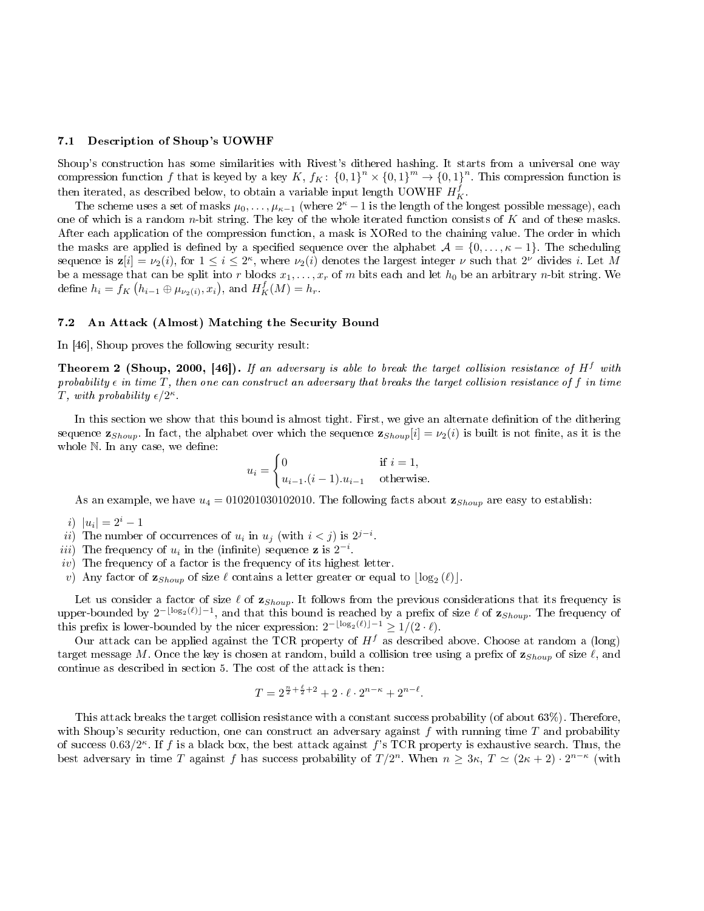### 7.1 Description of Shoup's UOWHF

Shoup's construction has some similarities with Rivest's dithered hashing. It starts from a universal one way compression function $f$ that is keyed by a key $K$, $f_K\colon \{0,1\}^n \times \{0,1\}^m \to \{0,1\}^n$. This compression function is then iterated, as described below, to obtain a variable input length UOWHF $H_K^f$.

The scheme uses a set of masks $\mu_0, \ldots, \mu_{\kappa-1}$ (where $2^\kappa - 1$ is the length of the longest possible message), each one of which is a random $n$-bit string. The key of the whole iterated function consists of $K$ and of these masks. After each application of the compression function, a mask is XORed to the chaining value. The order in which the masks are applied is defined by a specified sequence over the alphabet $\mathcal{A} = \{0, \ldots, \kappa - 1\}$. The scheduling sequence is $\mathbf{z}[i] = \nu_2(i)$, for $1 \leq i \leq 2^\kappa$, where $\nu_2(i)$ denotes the largest integer $\nu$ such that $2^\nu$ divides $i$. Let $M$ be a message that can be split into $r$ blocks $x_1, \ldots, x_r$ of $m$ bits each and let $h_0$ be an arbitrary $n$-bit string. We define $h_i = f_K\left(h_{i-1} \oplus \mu_{\nu_2(i)}, x_i\right)$, and $H_K^f(M) = h_r$.

### 7.2 An Attack (Almost) Matching the Security Bound

In [46], Shoup proves the following security result:

**Theorem 2 (Shoup, 2000, [46]).** *If an adversary is able to break the target collision resistance of $H^f$ with probability $\epsilon$ in time $T$, then one can construct an adversary that breaks the target collision resistance of $f$ in time $T$, with probability $\epsilon/2^\kappa$.*

In this section we show that this bound is almost tight. First, we give an alternate definition of the dithering sequence $\mathbf{z}_{Shoup}$. In fact, the alphabet over which the sequence $\mathbf{z}_{Shoup}[i] = \nu_2(i)$ is built is not finite, as it is the whole $\mathbb{N}$. In any case, we define:

$$u_i = \begin{cases} 0 & \text{if } i = 1, \\ u_{i-1}.(i-1).u_{i-1} & \text{otherwise.} \end{cases}$$

As an example, we have $u_4 = 010201030102010$. The following facts about $\mathbf{z}_{Shoup}$ are easy to establish:

*i)* $|u_i| = 2^i - 1$

*ii)* The number of occurrences of $u_i$ in $u_j$ (with $i < j$) is $2^{j-i}$.

*iii)* The frequency of $u_i$ in the (infinite) sequence $\mathbf{z}$ is $2^{-i}$.

*iv)* The frequency of a factor is the frequency of its highest letter.

*v)* Any factor of $\mathbf{z}_{Shoup}$ of size $\ell$ contains a letter greater or equal to $\lfloor \log_2(\ell) \rfloor$.

Let us consider a factor of size $\ell$ of $\mathbf{z}_{Shoup}$. It follows from the previous considerations that its frequency is upper-bounded by $2^{-\lfloor \log_2(\ell) \rfloor - 1}$, and that this bound is reached by a prefix of size $\ell$ of $\mathbf{z}_{Shoup}$. The frequency of this prefix is lower-bounded by the nicer expression: $2^{-\lfloor \log_2(\ell) \rfloor - 1} \geq 1/(2 \cdot \ell)$.

Our attack can be applied against the TCR property of $H^f$ as described above. Choose at random a (long) target message $M$. Once the key is chosen at random, build a collision tree using a prefix of $\mathbf{z}_{Shoup}$ of size $\ell$, and continue as described in section 5. The cost of the attack is then:

$$T = 2^{\frac{n}{2} + \frac{\ell}{2} + 2} + 2 \cdot \ell \cdot 2^{n-\kappa} + 2^{n-\ell}.$$

This attack breaks the target collision resistance with a constant success probability (of about 63%). Therefore, with Shoup's security reduction, one can construct an adversary against $f$ with running time $T$ and probability of success $0.63/2^\kappa$. If $f$ is a black box, the best attack against $f$'s TCR property is exhaustive search. Thus, the best adversary in time $T$ against $f$ has success probability of $T/2^n$. When $n \geq 3\kappa$, $T \simeq (2\kappa + 2) \cdot 2^{n-\kappa}$ (with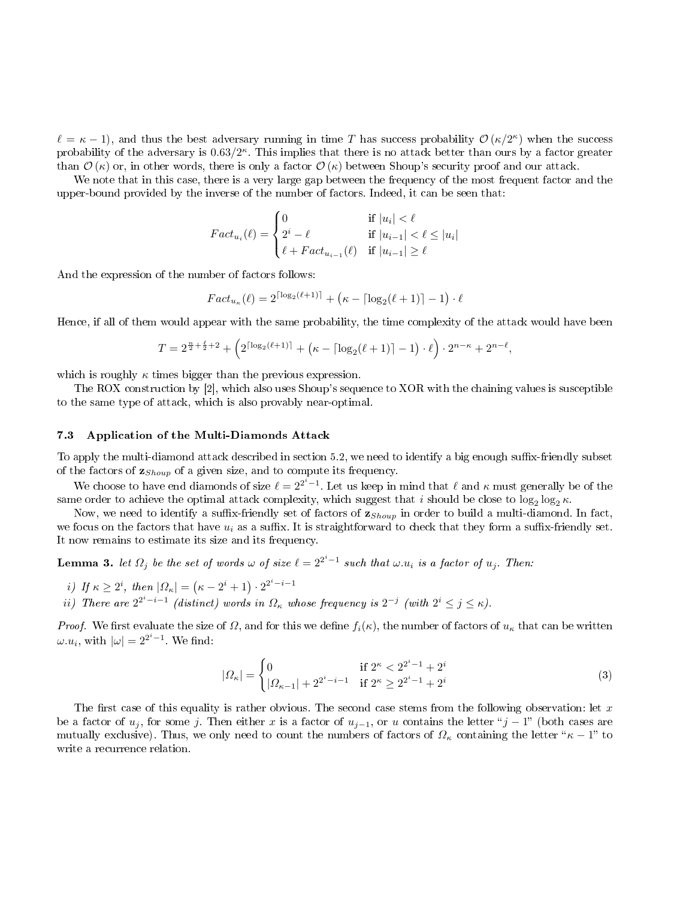$\ell = \kappa - 1$), and thus the best adversary running in time $T$ has success probability $\mathcal{O}(\kappa/2^\kappa)$ when the success probability of the adversary is $0.63/2^\kappa$. This implies that there is no attack better than ours by a factor greater than $\mathcal{O}(\kappa)$ or, in other words, there is only a factor $\mathcal{O}(\kappa)$ between Shoup's security proof and our attack.

We note that in this case, there is a very large gap between the frequency of the most frequent factor and the upper-bound provided by the inverse of the number of factors. Indeed, it can be seen that:

$$Fact_{u_i}(\ell) = \begin{cases} 0 & \text{if } |u_i| < \ell \\ 2^i - \ell & \text{if } |u_{i-1}| < \ell \leq |u_i| \\ \ell + Fact_{u_{i-1}}(\ell) & \text{if } |u_{i-1}| \geq \ell \end{cases}$$

And the expression of the number of factors follows:

$$Fact_{u_\kappa}(\ell) = 2^{\lceil \log_2(\ell+1) \rceil} + \left(\kappa - \lceil \log_2(\ell+1) \rceil - 1\right) \cdot \ell$$

Hence, if all of them would appear with the same probability, the time complexity of the attack would have been

$$T = 2^{\frac{n}{2}+\frac{\ell}{2}+2} + \left(2^{\lceil \log_2(\ell+1) \rceil} + \left(\kappa - \lceil \log_2(\ell+1) \rceil - 1\right) \cdot \ell\right) \cdot 2^{n-\kappa} + 2^{n-\ell},$$

which is roughly $\kappa$ times bigger than the previous expression.

The ROX construction by [2], which also uses Shoup's sequence to XOR with the chaining values is susceptible to the same type of attack, which is also provably near-optimal.

### 7.3 Application of the Multi-Diamonds Attack

To apply the multi-diamond attack described in section 5.2, we need to identify a big enough suffix-friendly subset of the factors of $\mathbf{z}_{Shoup}$ of a given size, and to compute its frequency.

We choose to have end diamonds of size $\ell = 2^{2^i-1}$. Let us keep in mind that $\ell$ and $\kappa$ must generally be of the same order to achieve the optimal attack complexity, which suggest that $i$ should be close to $\log_2 \log_2 \kappa$.

Now, we need to identify a suffix-friendly set of factors of $\mathbf{z}_{Shoup}$ in order to build a multi-diamond. In fact, we focus on the factors that have $u_i$ as a suffix. It is straightforward to check that they form a suffix-friendly set. It now remains to estimate its size and its frequency.

**Lemma 3.** *let $\Omega_j$ be the set of words $\omega$ of size $\ell = 2^{2^i-1}$ such that $\omega.u_i$ is a factor of $u_j$. Then:*

*i) If $\kappa \geq 2^i$, then $|\Omega_\kappa| = \left(\kappa - 2^i + 1\right) \cdot 2^{2^i-i-1}$*

*ii) There are $2^{2^i-i-1}$ (distinct) words in $\Omega_\kappa$ whose frequency is $2^{-j}$ (with $2^i \leq j \leq \kappa$).*

*Proof.* We first evaluate the size of $\Omega$, and for this we define $f_i(\kappa)$, the number of factors of $u_\kappa$ that can be written $\omega.u_i$, with $|\omega| = 2^{2^i-1}$. We find:

$$|\Omega_\kappa| = \begin{cases} 0 & \text{if } 2^\kappa < 2^{2^i-1} + 2^i \\ |\Omega_{\kappa-1}| + 2^{2^i-i-1} & \text{if } 2^\kappa \geq 2^{2^i-1} + 2^i \end{cases} \tag{3}$$

The first case of this equality is rather obvious. The second case stems from the following observation: let $x$ be a factor of $u_j$, for some $j$. Then either $x$ is a factor of $u_{j-1}$, or $u$ contains the letter "$j-1$" (both cases are mutually exclusive). Thus, we only need to count the numbers of factors of $\Omega_\kappa$ containing the letter "$\kappa - 1$" to write a recurrence relation.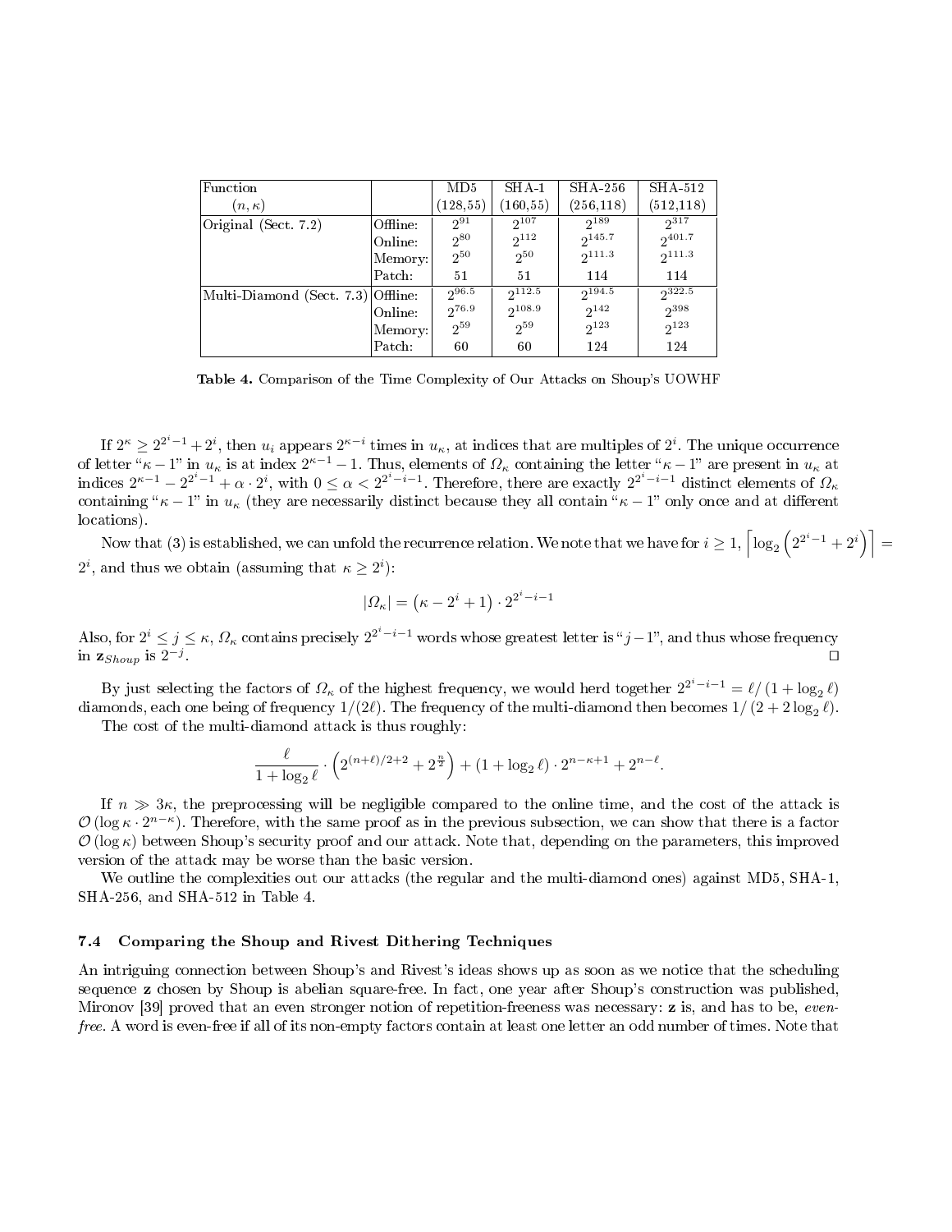| Function | | MD5 | SHA-1 | SHA-256 | SHA-512 |
|---|---|---|---|---|---|
| $(n, \kappa)$ | | (128,55) | (160,55) | (256,118) | (512,118) |
| Original (Sect. 7.2) | Offline: | $2^{91}$ | $2^{107}$ | $2^{189}$ | $2^{317}$ |
| | Online: | $2^{80}$ | $2^{112}$ | $2^{145.7}$ | $2^{401.7}$ |
| | Memory: | $2^{50}$ | $2^{50}$ | $2^{111.3}$ | $2^{111.3}$ |
| | Patch: | 51 | 51 | 114 | 114 |
| Multi-Diamond (Sect. 7.3) | Offline: | $2^{96.5}$ | $2^{112.5}$ | $2^{194.5}$ | $2^{322.5}$ |
| | Online: | $2^{76.9}$ | $2^{108.9}$ | $2^{142}$ | $2^{398}$ |
| | Memory: | $2^{59}$ | $2^{59}$ | $2^{123}$ | $2^{123}$ |
| | Patch: | 60 | 60 | 124 | 124 |

**Table 4.** Comparison of the Time Complexity of Our Attacks on Shoup's UOWHF

If $2^\kappa \geq 2^{2^i-1} + 2^i$, then $u_i$ appears $2^{\kappa-i}$ times in $u_\kappa$, at indices that are multiples of $2^i$. The unique occurrence of letter "$\kappa - 1$" in $u_\kappa$ is at index $2^{\kappa-1} - 1$. Thus, elements of $\Omega_\kappa$ containing the letter "$\kappa - 1$" are present in $u_\kappa$ at indices $2^{\kappa-1} - 2^{2^i-1} + \alpha \cdot 2^i$, with $0 \leq \alpha < 2^{2^i-i-1}$. Therefore, there are exactly $2^{2^i-i-1}$ distinct elements of $\Omega_\kappa$ containing "$\kappa - 1$" in $u_\kappa$ (they are necessarily distinct because they all contain "$\kappa - 1$" only once and at different locations).

Now that (3) is established, we can unfold the recurrence relation. We note that we have for $i \geq 1$, $\left\lceil \log_2 \left( 2^{2^i-1} + 2^i \right) \right\rceil = 2^i$, and thus we obtain (assuming that $\kappa \geq 2^i$):

$$|\Omega_\kappa| = \left(\kappa - 2^i + 1\right) \cdot 2^{2^i-i-1}$$

Also, for $2^i \leq j \leq \kappa$, $\Omega_\kappa$ contains precisely $2^{2^i-i-1}$ words whose greatest letter is "$j-1$", and thus whose frequency in $\mathbf{z}_{Shoup}$ is $2^{-j}$. □

By just selecting the factors of $\Omega_\kappa$ of the highest frequency, we would herd together $2^{2^i-i-1} = \ell / (1 + \log_2 \ell)$ diamonds, each one being of frequency $1/(2\ell)$. The frequency of the multi-diamond then becomes $1/(2 + 2\log_2 \ell)$.

The cost of the multi-diamond attack is thus roughly:

$$\frac{\ell}{1 + \log_2 \ell} \cdot \left( 2^{(n+\ell)/2+2} + 2^{\frac{n}{2}} \right) + (1 + \log_2 \ell) \cdot 2^{n-\kappa+1} + 2^{n-\ell}.$$

If $n \gg 3\kappa$, the preprocessing will be negligible compared to the online time, and the cost of the attack is $\mathcal{O}(\log \kappa \cdot 2^{n-\kappa})$. Therefore, with the same proof as in the previous subsection, we can show that there is a factor $\mathcal{O}(\log \kappa)$ between Shoup's security proof and our attack. Note that, depending on the parameters, this improved version of the attack may be worse than the basic version.

We outline the complexities out our attacks (the regular and the multi-diamond ones) against MD5, SHA-1, SHA-256, and SHA-512 in Table 4.

### 7.4 Comparing the Shoup and Rivest Dithering Techniques

An intriguing connection between Shoup's and Rivest's ideas shows up as soon as we notice that the scheduling sequence $\mathbf{z}$ chosen by Shoup is abelian square-free. In fact, one year after Shoup's construction was published, Mironov [39] proved that an even stronger notion of repetition-freeness was necessary: $\mathbf{z}$ is, and has to be, *even-free*. A word is even-free if all of its non-empty factors contain at least one letter an odd number of times. Note that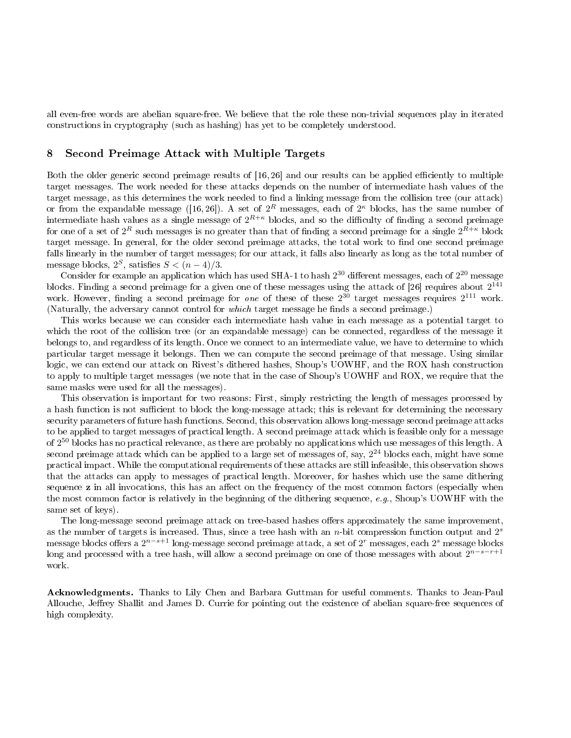all even-free words are abelian square-free. We believe that the role these non-trivial sequences play in iterated constructions in cryptography (such as hashing) has yet to be completely understood.

## 8 Second Preimage Attack with Multiple Targets

Both the older generic second preimage results of [16, 26] and our results can be applied efficiently to multiple target messages. The work needed for these attacks depends on the number of intermediate hash values of the target message, as this determines the work needed to find a linking message from the collision tree (our attack) or from the expandable message ([16, 26]). A set of $2^R$ messages, each of $2^\kappa$ blocks, has the same number of intermediate hash values as a single message of $2^{R+\kappa}$ blocks, and so the difficulty of finding a second preimage for one of a set of $2^R$ such messages is no greater than that of finding a second preimage for a single $2^{R+\kappa}$ block target message. In general, for the older second preimage attacks, the total work to find one second preimage falls linearly in the number of target messages; for our attack, it falls also linearly as long as the total number of message blocks, $2^S$, satisfies $S < (n-4)/3$.

Consider for example an application which has used SHA-1 to hash $2^{30}$ different messages, each of $2^{20}$ message blocks. Finding a second preimage for a given one of these messages using the attack of [26] requires about $2^{141}$ work. However, finding a second preimage for *one* of these of these $2^{30}$ target messages requires $2^{111}$ work. (Naturally, the adversary cannot control for *which* target message he finds a second preimage.)

This works because we can consider each intermediate hash value in each message as a potential target to which the root of the collision tree (or an expandable message) can be connected, regardless of the message it belongs to, and regardless of its length. Once we connect to an intermediate value, we have to determine to which particular target message it belongs. Then we can compute the second preimage of that message. Using similar logic, we can extend our attack on Rivest's dithered hashes, Shoup's UOWHF, and the ROX hash construction to apply to multiple target messages (we note that in the case of Shoup's UOWHF and ROX, we require that the same masks were used for all the messages).

This observation is important for two reasons: First, simply restricting the length of messages processed by a hash function is not sufficient to block the long-message attack; this is relevant for determining the necessary security parameters of future hash functions. Second, this observation allows long-message second preimage attacks to be applied to target messages of practical length. A second preimage attack which is feasible only for a message of $2^{50}$ blocks has no practical relevance, as there are probably no applications which use messages of this length. A second preimage attack which can be applied to a large set of messages of, say, $2^{24}$ blocks each, might have some practical impact. While the computational requirements of these attacks are still infeasible, this observation shows that the attacks can apply to messages of practical length. Moreover, for hashes which use the same dithering sequence $\mathbf{z}$ in all invocations, this has an affect on the frequency of the most common factors (especially when the most common factor is relatively in the beginning of the dithering sequence, *e.g.*, Shoup's UOWHF with the same set of keys).

The long-message second preimage attack on tree-based hashes offers approximately the same improvement, as the number of targets is increased. Thus, since a tree hash with an $n$-bit compression function output and $2^s$ message blocks offers a $2^{n-s+1}$ long-message second preimage attack, a set of $2^r$ messages, each $2^s$ message blocks long and processed with a tree hash, will allow a second preimage on one of those messages with about $2^{n-s-r+1}$ work.

**Acknowledgments.** Thanks to Lily Chen and Barbara Guttman for useful comments. Thanks to Jean-Paul Allouche, Jeffrey Shallit and James D. Currie for pointing out the existence of abelian square-free sequences of high complexity.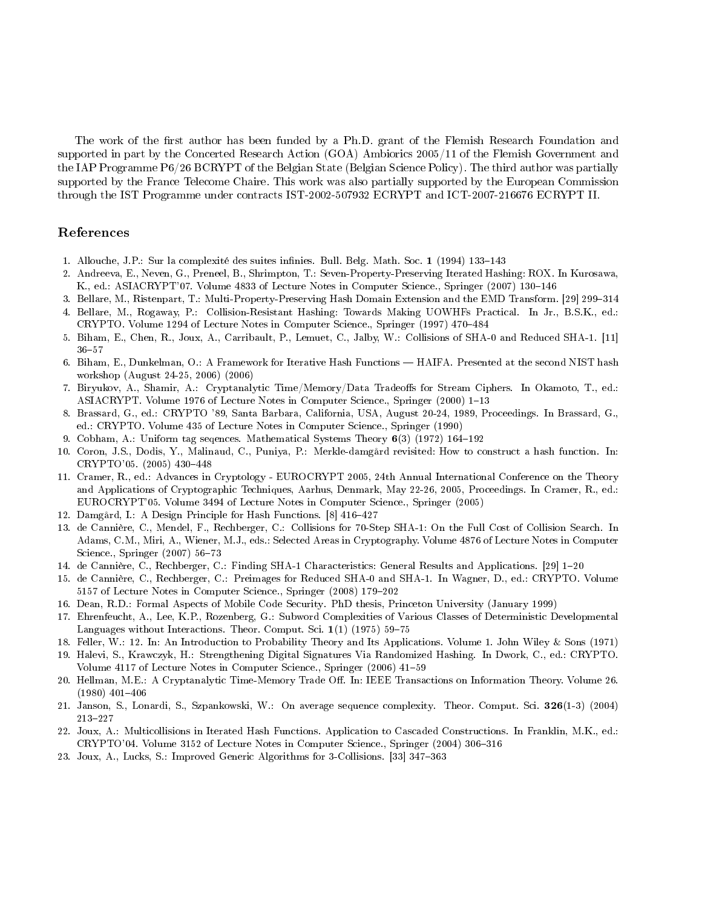The work of the first author has been funded by a Ph.D. grant of the Flemish Research Foundation and supported in part by the Concerted Research Action (GOA) Ambiorics 2005/11 of the Flemish Government and the IAP Programme P6/26 BCRYPT of the Belgian State (Belgian Science Policy). The third author was partially supported by the France Telecome Chaire. This work was also partially supported by the European Commission through the IST Programme under contracts IST-2002-507932 ECRYPT and ICT-2007-216676 ECRYPT II.

## References

1. Allouche, J.P.: Sur la complexité des suites infinies. Bull. Belg. Math. Soc. **1** (1994) 133–143
2. Andreeva, E., Neven, G., Preneel, B., Shrimpton, T.: Seven-Property-Preserving Iterated Hashing: ROX. In Kurosawa, K., ed.: ASIACRYPT'07. Volume 4833 of Lecture Notes in Computer Science., Springer (2007) 130–146
3. Bellare, M., Ristenpart, T.: Multi-Property-Preserving Hash Domain Extension and the EMD Transform. [29] 299–314
4. Bellare, M., Rogaway, P.: Collision-Resistant Hashing: Towards Making UOWHFs Practical. In Jr., B.S.K., ed.: CRYPTO. Volume 1294 of Lecture Notes in Computer Science., Springer (1997) 470–484
5. Biham, E., Chen, R., Joux, A., Carribault, P., Lemuet, C., Jalby, W.: Collisions of SHA-0 and Reduced SHA-1. [11] 36–57
6. Biham, E., Dunkelman, O.: A Framework for Iterative Hash Functions — HAIFA. Presented at the second NIST hash workshop (August 24-25, 2006) (2006)
7. Biryukov, A., Shamir, A.: Cryptanalytic Time/Memory/Data Tradeoffs for Stream Ciphers. In Okamoto, T., ed.: ASIACRYPT. Volume 1976 of Lecture Notes in Computer Science., Springer (2000) 1–13
8. Brassard, G., ed.: CRYPTO '89, Santa Barbara, California, USA, August 20-24, 1989, Proceedings. In Brassard, G., ed.: CRYPTO. Volume 435 of Lecture Notes in Computer Science., Springer (1990)
9. Cobham, A.: Uniform tag seqences. Mathematical Systems Theory **6**(3) (1972) 164–192
10. Coron, J.S., Dodis, Y., Malinaud, C., Puniya, P.: Merkle-damgård revisited: How to construct a hash function. In: CRYPTO'05. (2005) 430–448
11. Cramer, R., ed.: Advances in Cryptology - EUROCRYPT 2005, 24th Annual International Conference on the Theory and Applications of Cryptographic Techniques, Aarhus, Denmark, May 22-26, 2005, Proceedings. In Cramer, R., ed.: EUROCRYPT'05. Volume 3494 of Lecture Notes in Computer Science., Springer (2005)
12. Damgård, I.: A Design Principle for Hash Functions. [8] 416–427
13. de Cannière, C., Mendel, F., Rechberger, C.: Collisions for 70-Step SHA-1: On the Full Cost of Collision Search. In Adams, C.M., Miri, A., Wiener, M.J., eds.: Selected Areas in Cryptography. Volume 4876 of Lecture Notes in Computer Science., Springer (2007) 56–73
14. de Cannière, C., Rechberger, C.: Finding SHA-1 Characteristics: General Results and Applications. [29] 1–20
15. de Cannière, C., Rechberger, C.: Preimages for Reduced SHA-0 and SHA-1. In Wagner, D., ed.: CRYPTO. Volume 5157 of Lecture Notes in Computer Science., Springer (2008) 179–202
16. Dean, R.D.: Formal Aspects of Mobile Code Security. PhD thesis, Princeton University (January 1999)
17. Ehrenfeucht, A., Lee, K.P., Rozenberg, G.: Subword Complexities of Various Classes of Deterministic Developmental Languages without Interactions. Theor. Comput. Sci. **1**(1) (1975) 59–75
18. Feller, W.: 12. In: An Introduction to Probability Theory and Its Applications. Volume 1. John Wiley & Sons (1971)
19. Halevi, S., Krawczyk, H.: Strengthening Digital Signatures Via Randomized Hashing. In Dwork, C., ed.: CRYPTO. Volume 4117 of Lecture Notes in Computer Science., Springer (2006) 41–59
20. Hellman, M.E.: A Cryptanalytic Time-Memory Trade Off. In: IEEE Transactions on Information Theory. Volume 26. (1980) 401–406
21. Janson, S., Lonardi, S., Szpankowski, W.: On average sequence complexity. Theor. Comput. Sci. **326**(1-3) (2004) 213–227
22. Joux, A.: Multicollisions in Iterated Hash Functions. Application to Cascaded Constructions. In Franklin, M.K., ed.: CRYPTO'04. Volume 3152 of Lecture Notes in Computer Science., Springer (2004) 306–316
23. Joux, A., Lucks, S.: Improved Generic Algorithms for 3-Collisions. [33] 347–363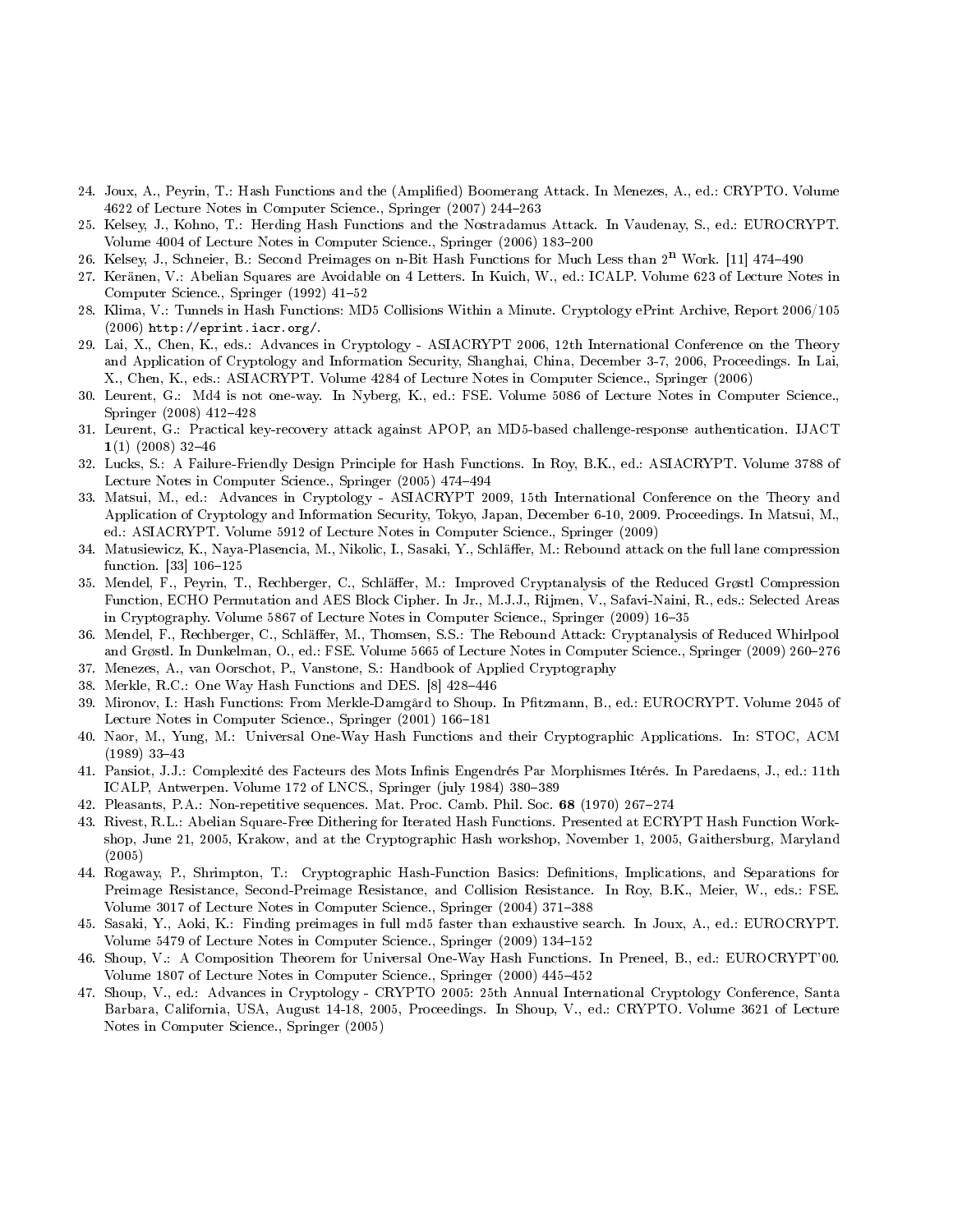24. Joux, A., Peyrin, T.: Hash Functions and the (Amplified) Boomerang Attack. In Menezes, A., ed.: CRYPTO. Volume 4622 of Lecture Notes in Computer Science., Springer (2007) 244–263
25. Kelsey, J., Kohno, T.: Herding Hash Functions and the Nostradamus Attack. In Vaudenay, S., ed.: EUROCRYPT. Volume 4004 of Lecture Notes in Computer Science., Springer (2006) 183–200
26. Kelsey, J., Schneier, B.: Second Preimages on n-Bit Hash Functions for Much Less than $2^n$ Work. [11] 474–490
27. Keränen, V.: Abelian Squares are Avoidable on 4 Letters. In Kuich, W., ed.: ICALP. Volume 623 of Lecture Notes in Computer Science., Springer (1992) 41–52
28. Klima, V.: Tunnels in Hash Functions: MD5 Collisions Within a Minute. Cryptology ePrint Archive, Report 2006/105 (2006) `http://eprint.iacr.org/`.
29. Lai, X., Chen, K., eds.: Advances in Cryptology - ASIACRYPT 2006, 12th International Conference on the Theory and Application of Cryptology and Information Security, Shanghai, China, December 3-7, 2006, Proceedings. In Lai, X., Chen, K., eds.: ASIACRYPT. Volume 4284 of Lecture Notes in Computer Science., Springer (2006)
30. Leurent, G.: Md4 is not one-way. In Nyberg, K., ed.: FSE. Volume 5086 of Lecture Notes in Computer Science., Springer (2008) 412–428
31. Leurent, G.: Practical key-recovery attack against APOP, an MD5-based challenge-response authentication. IJACT **1**(1) (2008) 32–46
32. Lucks, S.: A Failure-Friendly Design Principle for Hash Functions. In Roy, B.K., ed.: ASIACRYPT. Volume 3788 of Lecture Notes in Computer Science., Springer (2005) 474–494
33. Matsui, M., ed.: Advances in Cryptology - ASIACRYPT 2009, 15th International Conference on the Theory and Application of Cryptology and Information Security, Tokyo, Japan, December 6-10, 2009. Proceedings. In Matsui, M., ed.: ASIACRYPT. Volume 5912 of Lecture Notes in Computer Science., Springer (2009)
34. Matusiewicz, K., Naya-Plasencia, M., Nikolic, I., Sasaki, Y., Schläffer, M.: Rebound attack on the full lane compression function. [33] 106–125
35. Mendel, F., Peyrin, T., Rechberger, C., Schläffer, M.: Improved Cryptanalysis of the Reduced Grøstl Compression Function, ECHO Permutation and AES Block Cipher. In Jr., M.J.J., Rijmen, V., Safavi-Naini, R., eds.: Selected Areas in Cryptography. Volume 5867 of Lecture Notes in Computer Science., Springer (2009) 16–35
36. Mendel, F., Rechberger, C., Schläffer, M., Thomsen, S.S.: The Rebound Attack: Cryptanalysis of Reduced Whirlpool and Grøstl. In Dunkelman, O., ed.: FSE. Volume 5665 of Lecture Notes in Computer Science., Springer (2009) 260–276
37. Menezes, A., van Oorschot, P., Vanstone, S.: Handbook of Applied Cryptography
38. Merkle, R.C.: One Way Hash Functions and DES. [8] 428–446
39. Mironov, I.: Hash Functions: From Merkle-Damgård to Shoup. In Pfitzmann, B., ed.: EUROCRYPT. Volume 2045 of Lecture Notes in Computer Science., Springer (2001) 166–181
40. Naor, M., Yung, M.: Universal One-Way Hash Functions and their Cryptographic Applications. In: STOC, ACM (1989) 33–43
41. Pansiot, J.J.: Complexité des Facteurs des Mots Infinis Engendrés Par Morphismes Itérés. In Paredaens, J., ed.: 11th ICALP, Antwerpen. Volume 172 of LNCS., Springer (july 1984) 380–389
42. Pleasants, P.A.: Non-repetitive sequences. Mat. Proc. Camb. Phil. Soc. **68** (1970) 267–274
43. Rivest, R.L.: Abelian Square-Free Dithering for Iterated Hash Functions. Presented at ECRYPT Hash Function Workshop, June 21, 2005, Krakow, and at the Cryptographic Hash workshop, November 1, 2005, Gaithersburg, Maryland (2005)
44. Rogaway, P., Shrimpton, T.: Cryptographic Hash-Function Basics: Definitions, Implications, and Separations for Preimage Resistance, Second-Preimage Resistance, and Collision Resistance. In Roy, B.K., Meier, W., eds.: FSE. Volume 3017 of Lecture Notes in Computer Science., Springer (2004) 371–388
45. Sasaki, Y., Aoki, K.: Finding preimages in full md5 faster than exhaustive search. In Joux, A., ed.: EUROCRYPT. Volume 5479 of Lecture Notes in Computer Science., Springer (2009) 134–152
46. Shoup, V.: A Composition Theorem for Universal One-Way Hash Functions. In Preneel, B., ed.: EUROCRYPT'00. Volume 1807 of Lecture Notes in Computer Science., Springer (2000) 445–452
47. Shoup, V., ed.: Advances in Cryptology - CRYPTO 2005: 25th Annual International Cryptology Conference, Santa Barbara, California, USA, August 14-18, 2005, Proceedings. In Shoup, V., ed.: CRYPTO. Volume 3621 of Lecture Notes in Computer Science., Springer (2005)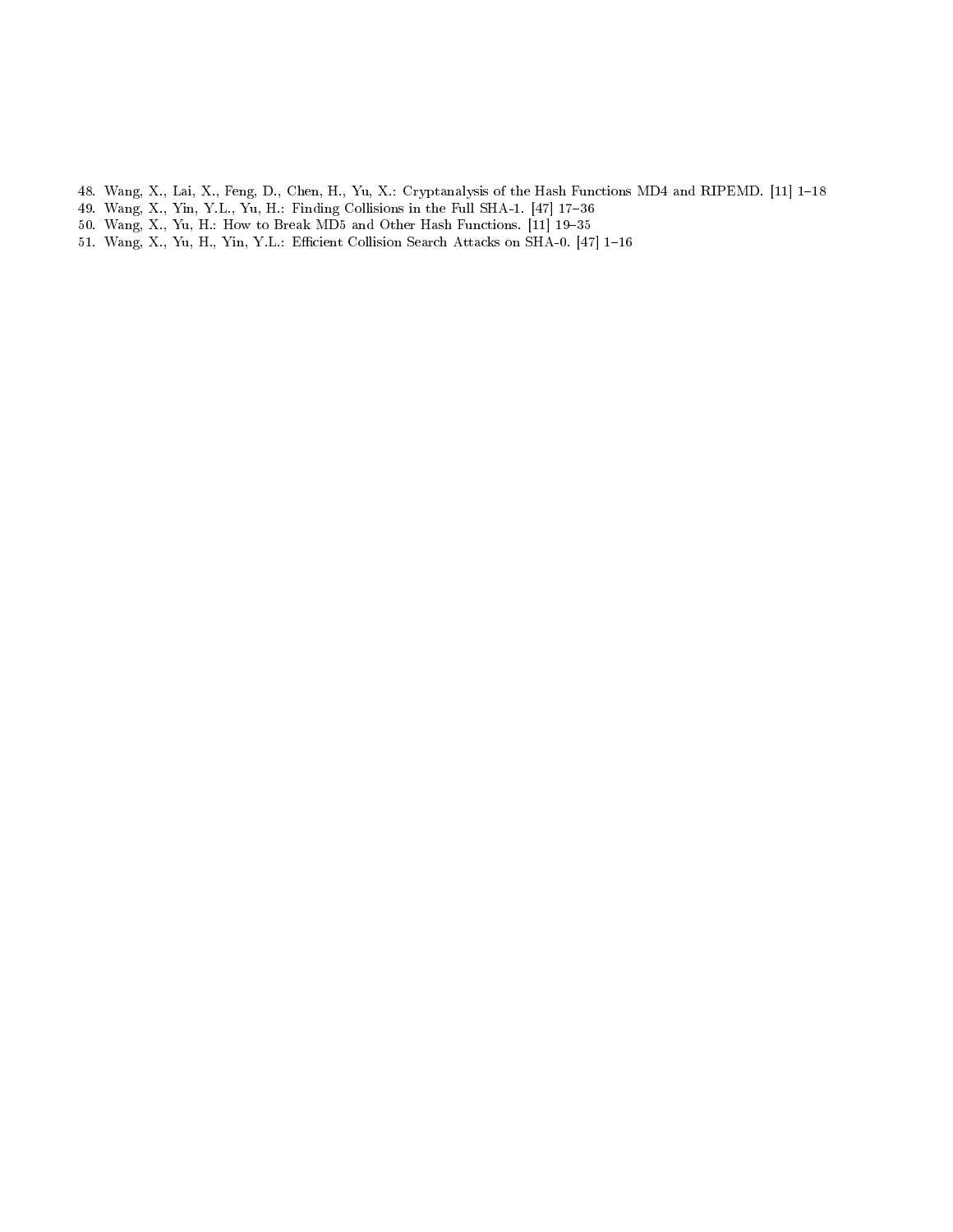48. Wang, X., Lai, X., Feng, D., Chen, H., Yu, X.: Cryptanalysis of the Hash Functions MD4 and RIPEMD. [11] 1–18
49. Wang, X., Yin, Y.L., Yu, H.: Finding Collisions in the Full SHA-1. [47] 17–36
50. Wang, X., Yu, H.: How to Break MD5 and Other Hash Functions. [11] 19–35
51. Wang, X., Yu, H., Yin, Y.L.: Efficient Collision Search Attacks on SHA-0. [47] 1–16